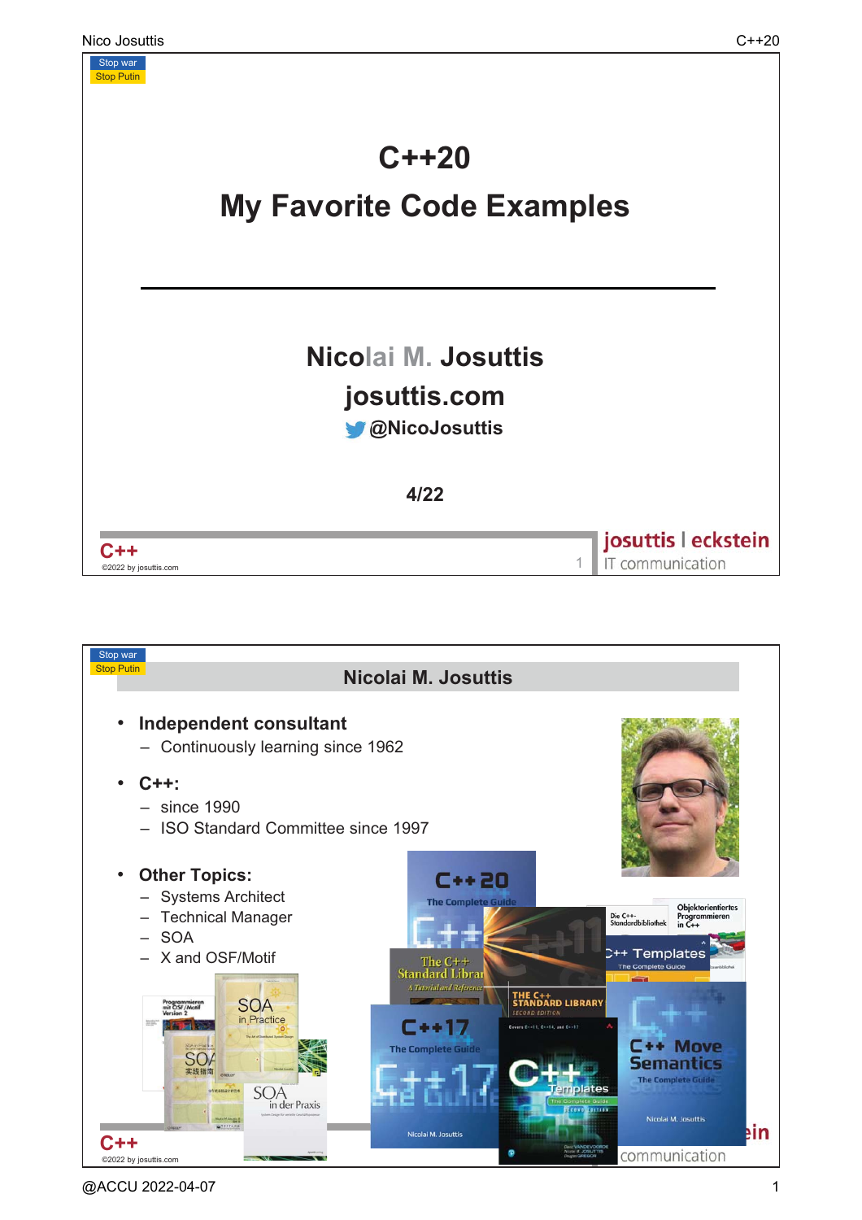Stop war
Stop Putin

# C++20

# My Favorite Code Examples

**Nicolai M. Josuttis**

**josuttis.com**

**@NicoJosuttis**

**4/22**

©2022 by josuttis.com

josuttis | eckstein
IT communication

---

Stop war
Stop Putin

## Nicolai M. Josuttis

- **Independent consultant**
  - Continuously learning since 1962
- **C++:**
  - since 1990
  - ISO Standard Committee since 1997
- **Other Topics:**
  - Systems Architect
  - Technical Manager
  - SOA
  - X and OSF/Motif

©2022 by josuttis.com

@ACCU 2022-04-07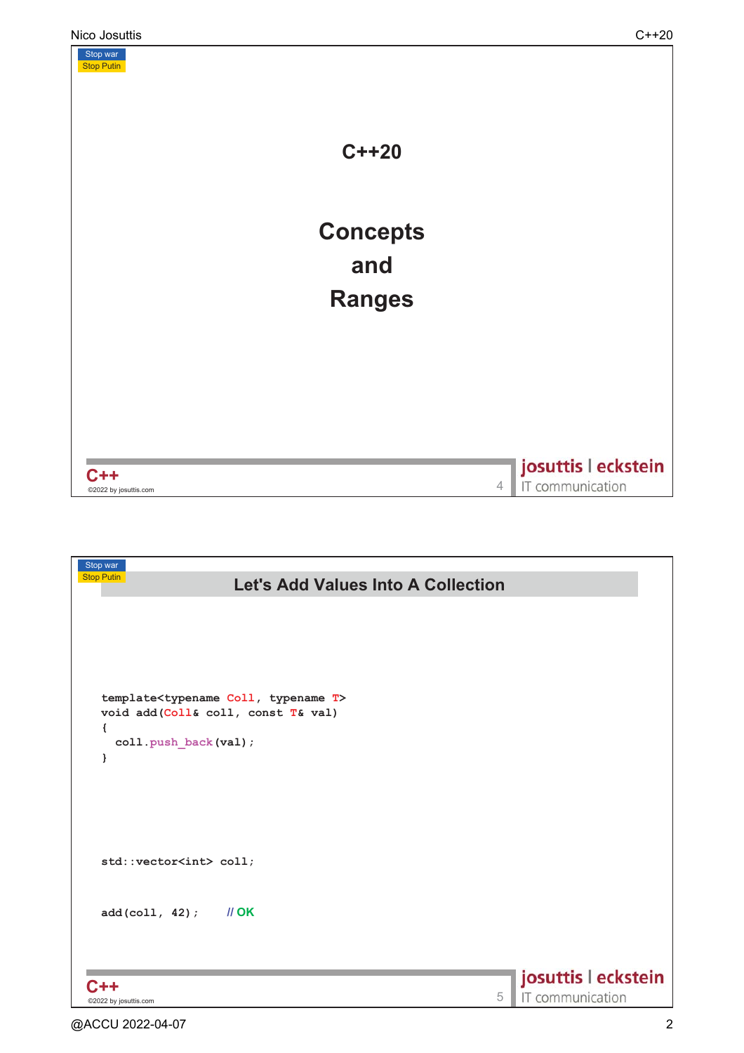Stop war
Stop Putin

# C++20

## Concepts

## and

## Ranges

Stop war
Stop Putin

## Let's Add Values Into A Collection

```
template<typename Coll, typename T>
void add(Coll& coll, const T& val)
{
  coll.push_back(val);
}
```

```
std::vector<int> coll;
```

```
add(coll, 42);      // OK
```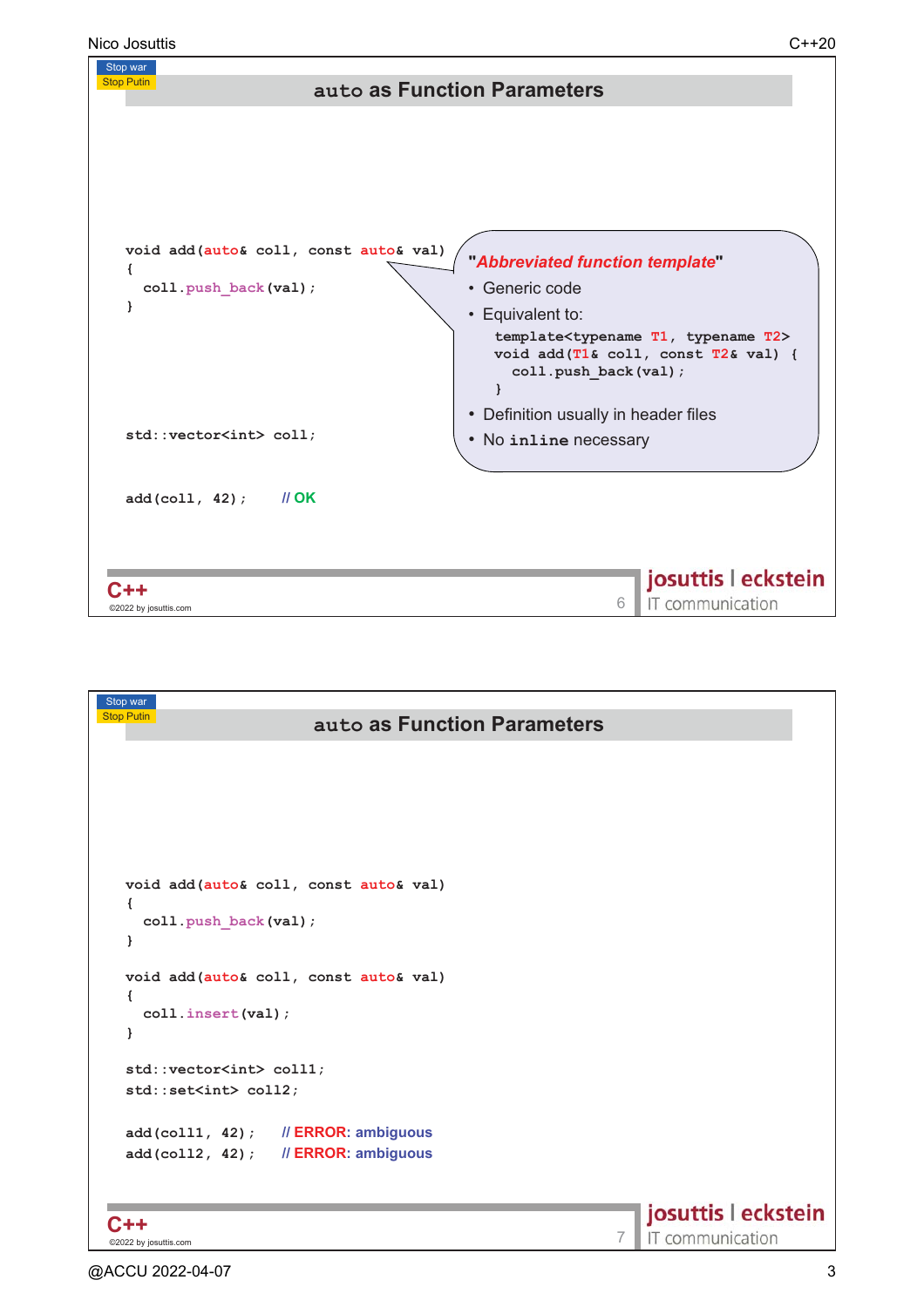## auto as Function Parameters

```
void add(auto& coll, const auto& val)
{
  coll.push_back(val);
}




std::vector<int> coll;


add(coll, 42);      // OK
```

**"*Abbreviated function template*"**

- Generic code
- Equivalent to:

```
template<typename T1, typename T2>
void add(T1& coll, const T2& val) {
  coll.push_back(val);
}
```

- Definition usually in header files
- No `inline` necessary

## auto as Function Parameters

```
void add(auto& coll, const auto& val)
{
  coll.push_back(val);
}

void add(auto& coll, const auto& val)
{
  coll.insert(val);
}

std::vector<int> coll1;
std::set<int> coll2;

add(coll1, 42);     // ERROR: ambiguous
add(coll2, 42);     // ERROR: ambiguous
```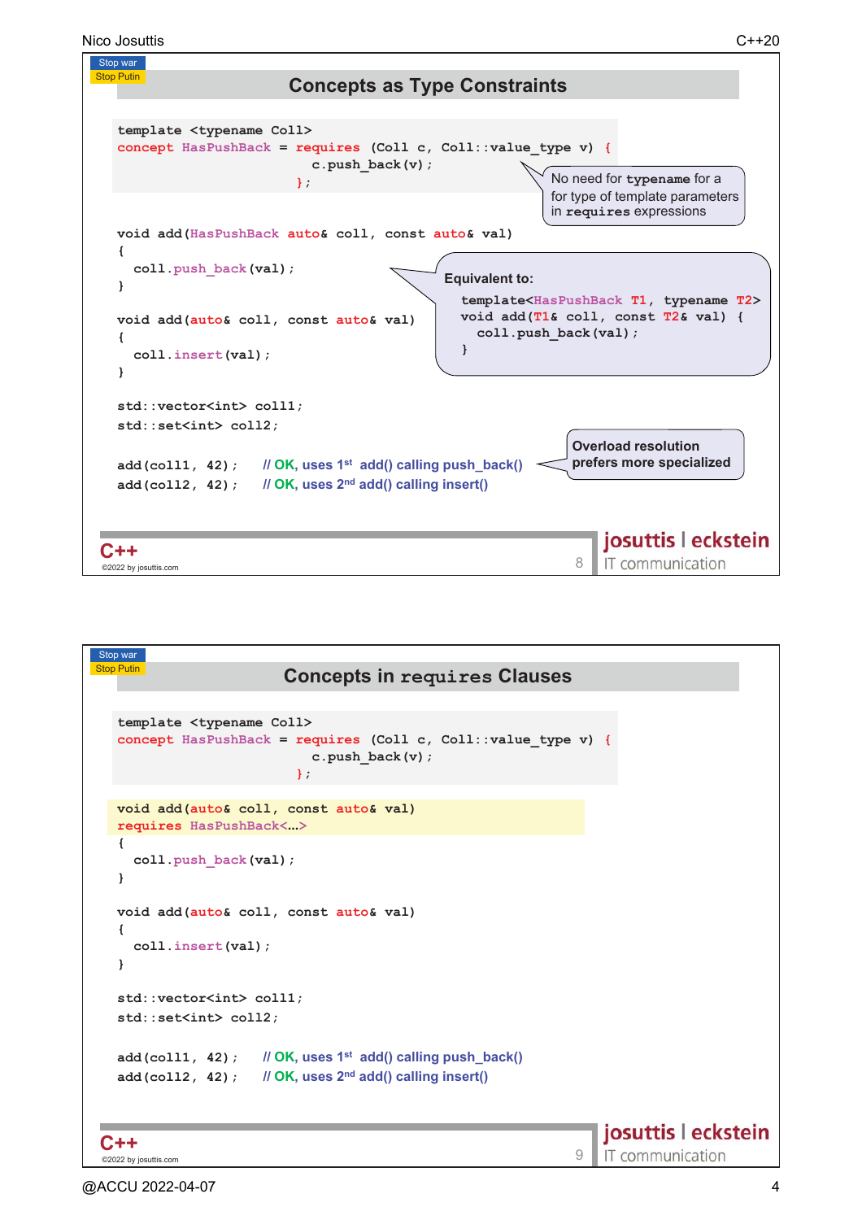## Concepts as Type Constraints

```
template <typename Coll>
concept HasPushBack = requires (Coll c, Coll::value_type v) {
                        c.push_back(v);
                      };
```

No need for `typename` for a for type of template parameters in `requires` expressions

```
void add(HasPushBack auto& coll, const auto& val)
{
  coll.push_back(val);
}

void add(auto& coll, const auto& val)
{
  coll.insert(val);
}
```

**Equivalent to:**

```
template<HasPushBack T1, typename T2>
void add(T1& coll, const T2& val) {
  coll.push_back(val);
}
```

```
std::vector<int> coll1;
std::set<int> coll2;

add(coll1, 42);    // OK, uses 1st add() calling push_back()
add(coll2, 42);    // OK, uses 2nd add() calling insert()
```

**Overload resolution prefers more specialized**

## Concepts in `requires` Clauses

```
template <typename Coll>
concept HasPushBack = requires (Coll c, Coll::value_type v) {
                        c.push_back(v);
                      };

void add(auto& coll, const auto& val)
requires HasPushBack<...>
{
  coll.push_back(val);
}

void add(auto& coll, const auto& val)
{
  coll.insert(val);
}

std::vector<int> coll1;
std::set<int> coll2;

add(coll1, 42);    // OK, uses 1st add() calling push_back()
add(coll2, 42);    // OK, uses 2nd add() calling insert()
```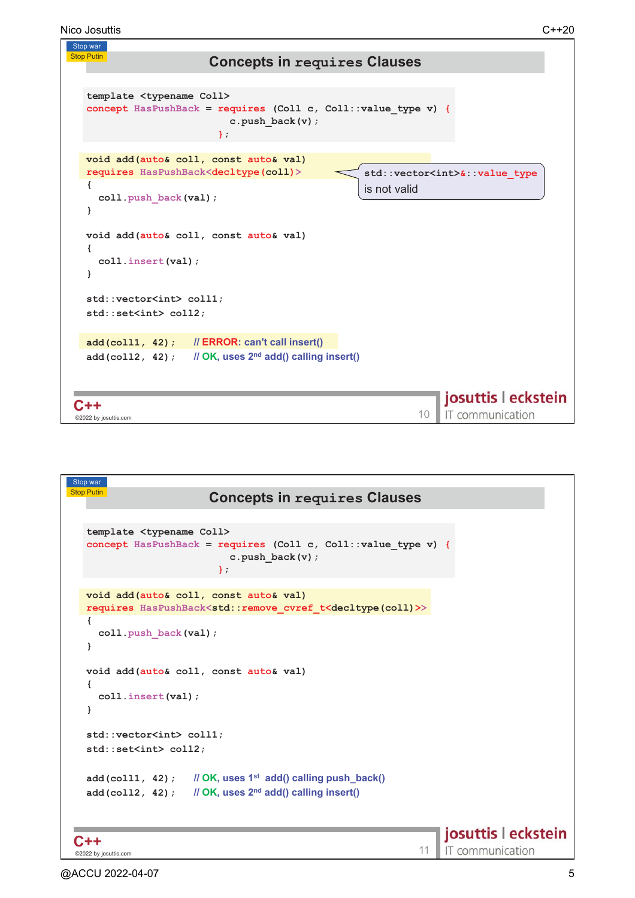## Concepts in `requires` Clauses

```cpp
template <typename Coll>
concept HasPushBack = requires (Coll c, Coll::value_type v) {
                        c.push_back(v);
                      };

void add(auto& coll, const auto& val)
requires HasPushBack<decltype(coll)>
{
  coll.push_back(val);
}

void add(auto& coll, const auto& val)
{
  coll.insert(val);
}

std::vector<int> coll1;
std::set<int> coll2;

add(coll1, 42);    // ERROR: can't call insert()
add(coll2, 42);    // OK, uses 2nd add() calling insert()
```

`std::vector<int>&::value_type` is not valid

## Concepts in `requires` Clauses

```cpp
template <typename Coll>
concept HasPushBack = requires (Coll c, Coll::value_type v) {
                        c.push_back(v);
                      };

void add(auto& coll, const auto& val)
requires HasPushBack<std::remove_cvref_t<decltype(coll)>>
{
  coll.push_back(val);
}

void add(auto& coll, const auto& val)
{
  coll.insert(val);
}

std::vector<int> coll1;
std::set<int> coll2;

add(coll1, 42);    // OK, uses 1st add() calling push_back()
add(coll2, 42);    // OK, uses 2nd add() calling insert()
```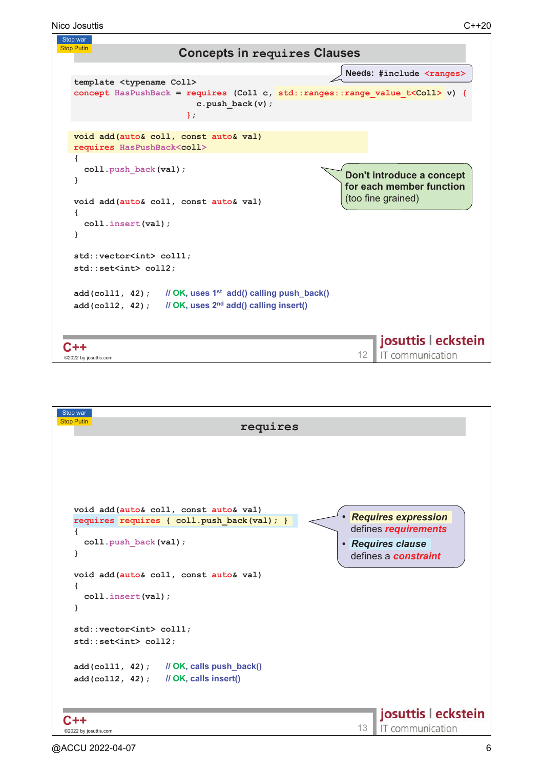## Concepts in `requires` Clauses

Needs: `#include <ranges>`

```
template <typename Coll>
concept HasPushBack = requires (Coll c, std::ranges::range_value_t<Coll> v) {
                        c.push_back(v);
                      };
```

```
void add(auto& coll, const auto& val)
requires HasPushBack<coll>
{
  coll.push_back(val);
}

void add(auto& coll, const auto& val)
{
  coll.insert(val);
}

std::vector<int> coll1;
std::set<int> coll2;

add(coll1, 42);    // OK, uses 1st add() calling push_back()
add(coll2, 42);    // OK, uses 2nd add() calling insert()
```

**Don't introduce a concept for each member function** (too fine grained)

C++

©2022 by josuttis.com

josuttis | eckstein
IT communication

## `requires`

```
void add(auto& coll, const auto& val)
requires requires { coll.push_back(val); }
{
  coll.push_back(val);
}

void add(auto& coll, const auto& val)
{
  coll.insert(val);
}

std::vector<int> coll1;
std::set<int> coll2;

add(coll1, 42);    // OK, calls push_back()
add(coll2, 42);    // OK, calls insert()
```

- ***Requires expression*** defines ***requirements***
- ***Requires clause*** defines a ***constraint***

C++

©2022 by josuttis.com

josuttis | eckstein
IT communication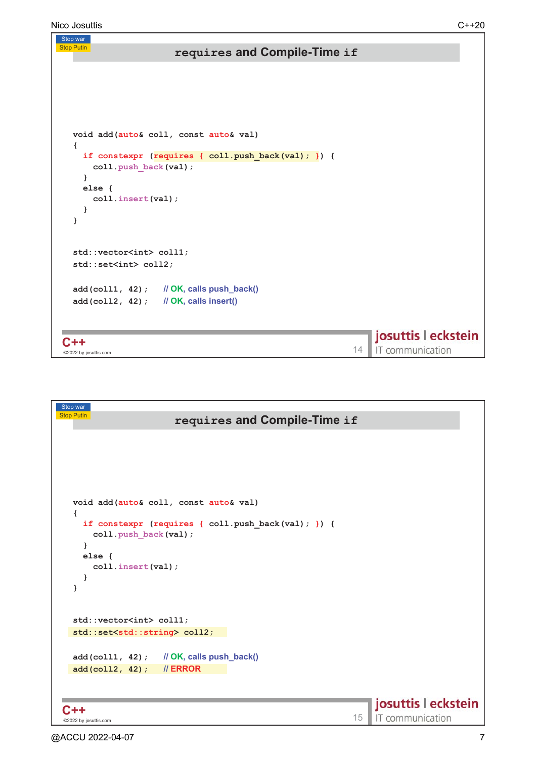## requires and Compile-Time if

```
void add(auto& coll, const auto& val)
{
  if constexpr (requires { coll.push_back(val); }) {
    coll.push_back(val);
  }
  else {
    coll.insert(val);
  }
}

std::vector<int> coll1;
std::set<int> coll2;

add(coll1, 42);    // OK, calls push_back()
add(coll2, 42);    // OK, calls insert()
```

## requires and Compile-Time if

```
void add(auto& coll, const auto& val)
{
  if constexpr (requires { coll.push_back(val); }) {
    coll.push_back(val);
  }
  else {
    coll.insert(val);
  }
}

std::vector<int> coll1;
std::set<std::string> coll2;

add(coll1, 42);    // OK, calls push_back()
add(coll2, 42);    // ERROR
```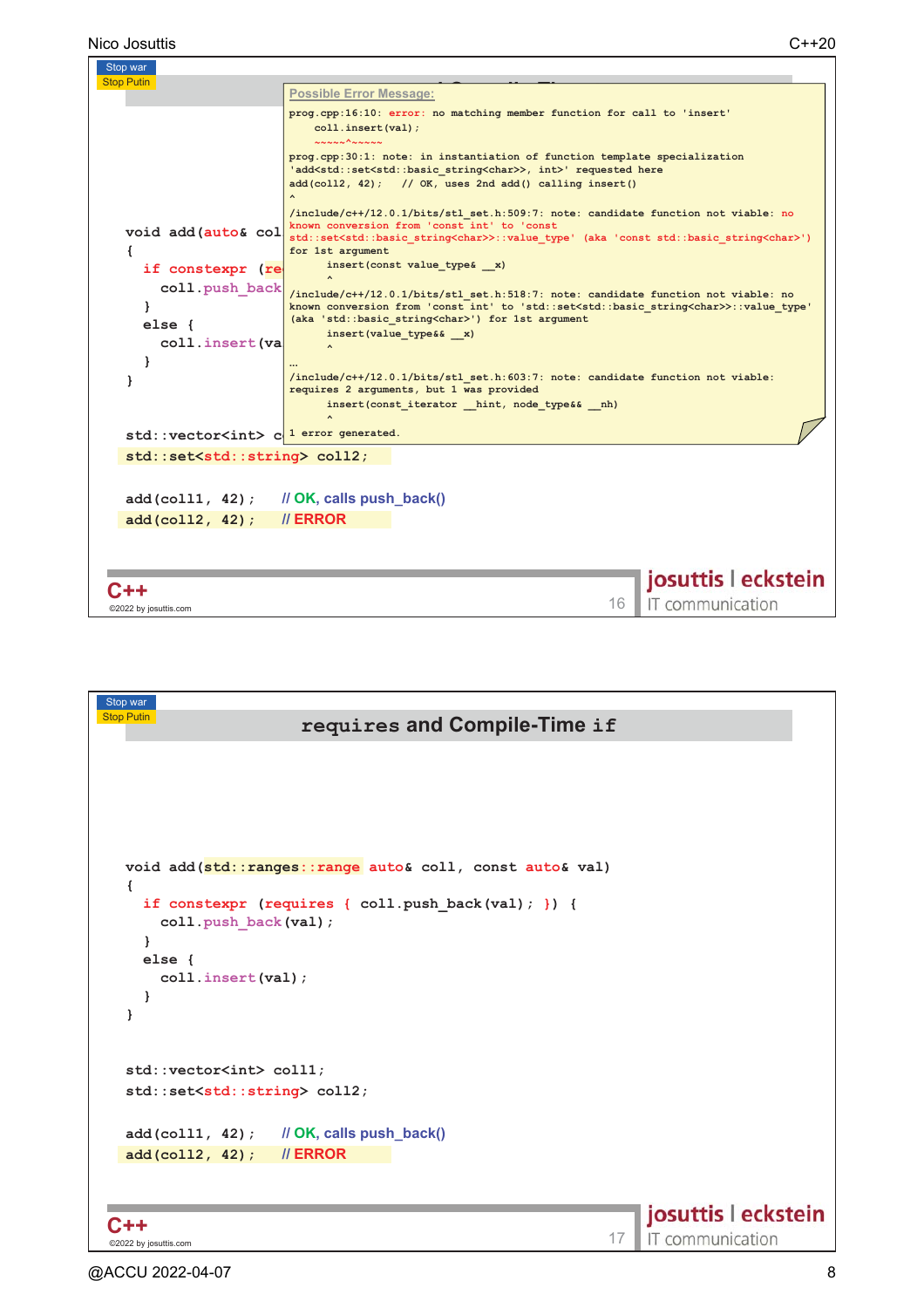Stop war
Stop Putin

**Possible Error Message:**

```
prog.cpp:16:10: error: no matching member function for call to 'insert'
    coll.insert(val);
    ~~~~~^~~~~~
prog.cpp:30:1: note: in instantiation of function template specialization
'add<std::set<std::basic_string<char>>, int>' requested here
add(coll2, 42);   // OK, uses 2nd add() calling insert()
^
/include/c++/12.0.1/bits/stl_set.h:509:7: note: candidate function not viable: no
known conversion from 'const int' to 'const
std::set<std::basic_string<char>>::value_type' (aka 'const std::basic_string<char>')
for 1st argument
      insert(const value_type& __x)
      ^
/include/c++/12.0.1/bits/stl_set.h:518:7: note: candidate function not viable: no
known conversion from 'const int' to 'std::set<std::basic_string<char>>::value_type'
(aka 'std::basic_string<char>') for 1st argument
      insert(value_type&& __x)
      ^
…
/include/c++/12.0.1/bits/stl_set.h:603:7: note: candidate function not viable:
requires 2 arguments, but 1 was provided
      insert(const_iterator __hint, node_type&& __nh)
      ^
1 error generated.
```

```cpp
void add(auto& col
{
  if constexpr (re
    coll.push_back
  }
  else {
    coll.insert(va
  }
}

std::vector<int> c
std::set<std::string> coll2;

add(coll1, 42);   // OK, calls push_back()
add(coll2, 42);   // ERROR
```

C++
©2022 by josuttis.com

josuttis | eckstein
IT communication

---

Stop war
Stop Putin

## requires and Compile-Time if

```cpp
void add(std::ranges::range auto& coll, const auto& val)
{
  if constexpr (requires { coll.push_back(val); }) {
    coll.push_back(val);
  }
  else {
    coll.insert(val);
  }
}

std::vector<int> coll1;
std::set<std::string> coll2;

add(coll1, 42);   // OK, calls push_back()
add(coll2, 42);   // ERROR
```

C++
©2022 by josuttis.com

josuttis | eckstein
IT communication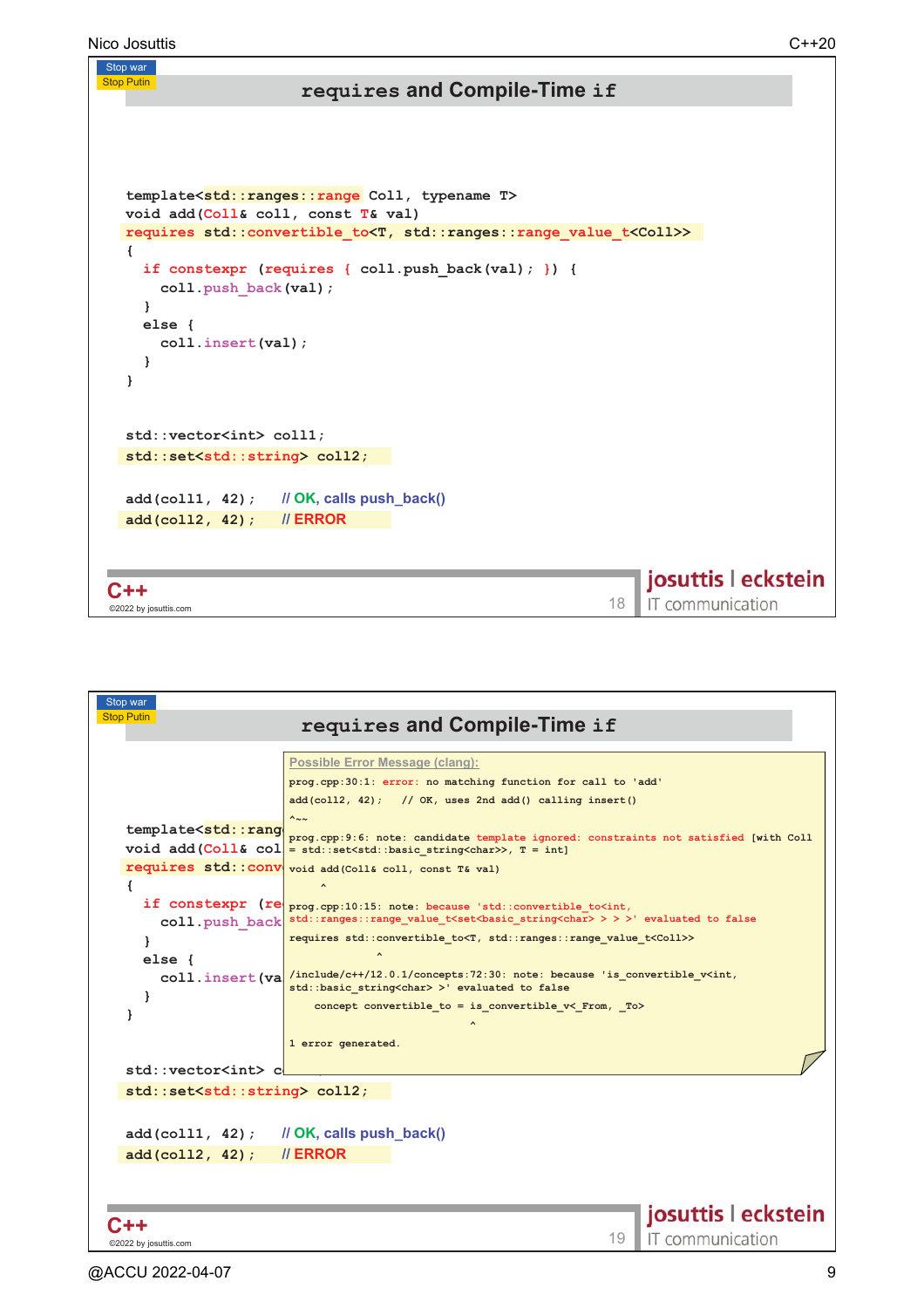## requires and Compile-Time if

```cpp
template<std::ranges::range Coll, typename T>
void add(Coll& coll, const T& val)
requires std::convertible_to<T, std::ranges::range_value_t<Coll>>
{
  if constexpr (requires { coll.push_back(val); }) {
    coll.push_back(val);
  }
  else {
    coll.insert(val);
  }
}

std::vector<int> coll1;
std::set<std::string> coll2;

add(coll1, 42);    // OK, calls push_back()
add(coll2, 42);    // ERROR
```

## requires and Compile-Time if

```cpp
template<std::ranges::range Coll, typename T>
void add(Coll& coll, const T& val)
requires std::convertible_to<T, std::ranges::range_value_t<Coll>>
{
  if constexpr (requires { coll.push_back(val); }) {
    coll.push_back(val);
  }
  else {
    coll.insert(val);
  }
}

std::vector<int> coll1;
std::set<std::string> coll2;

add(coll1, 42);    // OK, calls push_back()
add(coll2, 42);    // ERROR
```

Possible Error Message (clang):

```
prog.cpp:30:1: error: no matching function for call to 'add'
add(coll2, 42);   // OK, uses 2nd add() calling insert()
^~~
prog.cpp:9:6: note: candidate template ignored: constraints not satisfied [with Coll
= std::set<std::basic_string<char>>, T = int]
void add(Coll& coll, const T& val)
     ^
prog.cpp:10:15: note: because 'std::convertible_to<int,
std::ranges::range_value_t<set<basic_string<char> > > >' evaluated to false
requires std::convertible_to<T, std::ranges::range_value_t<Coll>>
         ^
/include/c++/12.0.1/concepts:72:30: note: because 'is_convertible_v<int,
std::basic_string<char> >' evaluated to false
    concept convertible_to = is_convertible_v<_From, _To>
                             ^
1 error generated.
```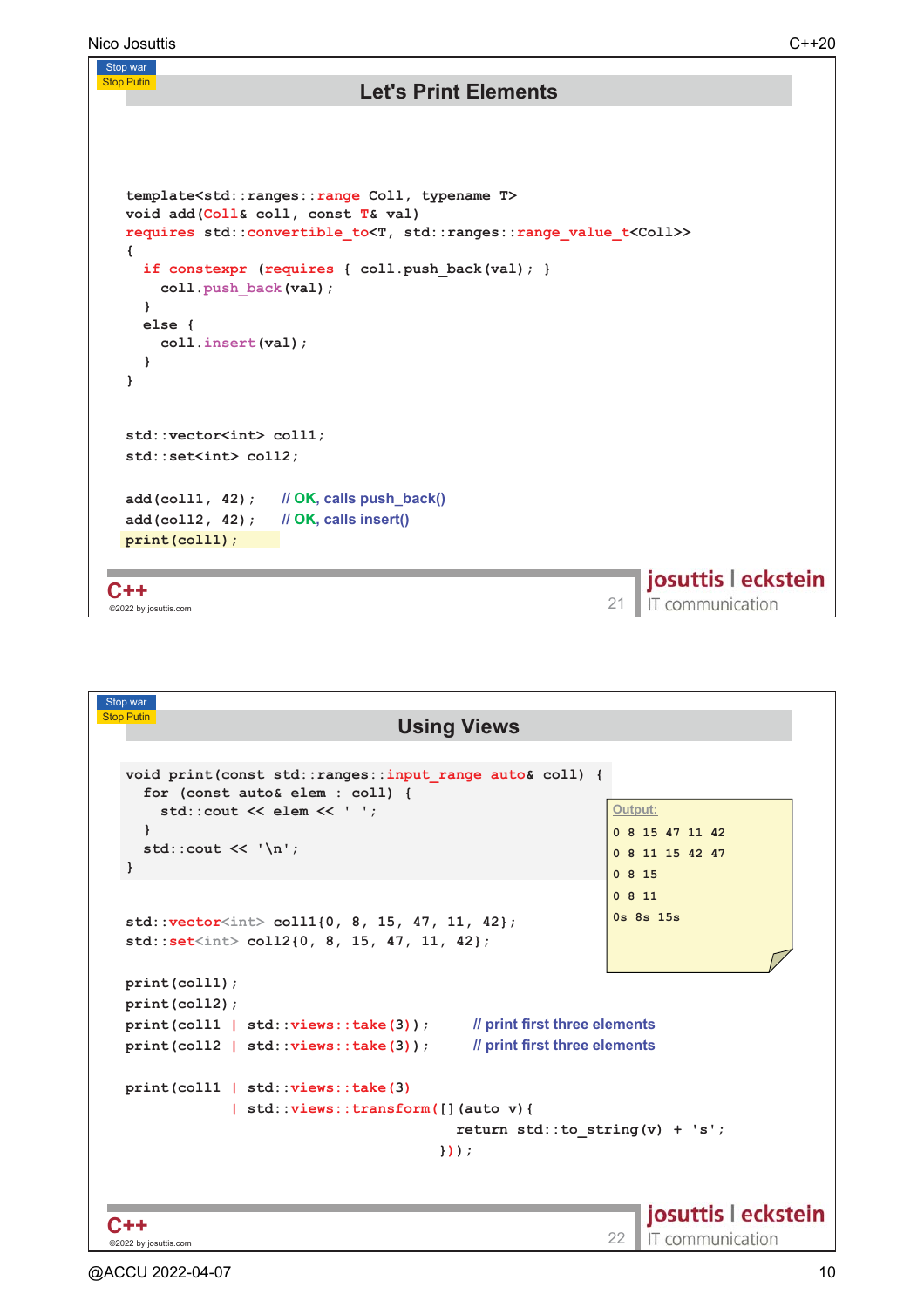## Let's Print Elements

```cpp
template<std::ranges::range Coll, typename T>
void add(Coll& coll, const T& val)
requires std::convertible_to<T, std::ranges::range_value_t<Coll>>
{
  if constexpr (requires { coll.push_back(val); }
    coll.push_back(val);
  }
  else {
    coll.insert(val);
  }
}


std::vector<int> coll1;
std::set<int> coll2;

add(coll1, 42);    // OK, calls push_back()
add(coll2, 42);    // OK, calls insert()
print(coll1);
```

## Using Views

```cpp
void print(const std::ranges::input_range auto& coll) {
  for (const auto& elem : coll) {
    std::cout << elem << ' ';
  }
  std::cout << '\n';
}

std::vector<int> coll1{0, 8, 15, 47, 11, 42};
std::set<int> coll2{0, 8, 15, 47, 11, 42};

print(coll1);
print(coll2);
print(coll1 | std::views::take(3));     // print first three elements
print(coll2 | std::views::take(3));     // print first three elements

print(coll1 | std::views::take(3)
            | std::views::transform([](auto v){
                                       return std::to_string(v) + 's';
                                    }));
```

Output:

```
0 8 15 47 11 42
0 8 11 15 42 47
0 8 15
0 8 11
0s 8s 15s
```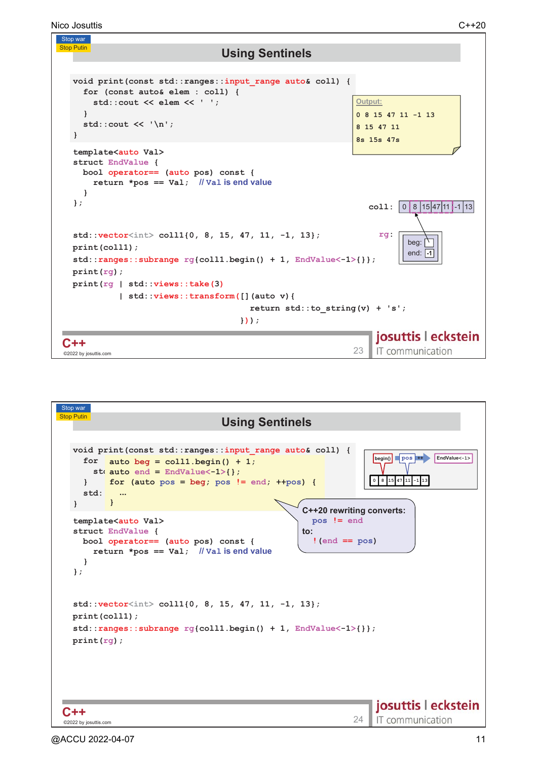## Using Sentinels

```cpp
void print(const std::ranges::input_range auto& coll) {
  for (const auto& elem : coll) {
    std::cout << elem << ' ';
  }
  std::cout << '\n';
}

template<auto Val>
struct EndValue {
  bool operator== (auto pos) const {
    return *pos == Val;   // Val is end value
  }
};

std::vector<int> coll1{0, 8, 15, 47, 11, -1, 13};
print(coll1);
std::ranges::subrange rg{coll1.begin() + 1, EndValue<-1>{}};
print(rg);
print(rg | std::views::take(3)
         | std::views::transform([](auto v){
                                   return std::to_string(v) + 's';
                                 }));
```

Output:

```
0 8 15 47 11 -1 13
8 15 47 11
8s 15s 47s
```

coll: 0 | 8 | 15 | 47 | 11 | -1 | 13

rg: beg: / end: -1

## Using Sentinels

```cpp
void print(const std::ranges::input_range auto& coll) {
  for    auto beg = coll1.begin() + 1;
    st   auto end = EndValue<-1>{};
  }      for (auto pos = beg; pos != end; ++pos) {
  std:     ...
}        }

template<auto Val>
struct EndValue {
  bool operator== (auto pos) const {
    return *pos == Val;   // Val is end value
  }
};

std::vector<int> coll1{0, 8, 15, 47, 11, -1, 13};
print(coll1);
std::ranges::subrange rg{coll1.begin() + 1, EndValue<-1>{}};
print(rg);
```

begin() → pos ++ → EndValue<-1>

0 | 8 | 15 | 47 | 11 | -1 | 13

**C++20 rewriting converts:**
`pos != end`
**to:**
`!(end == pos)`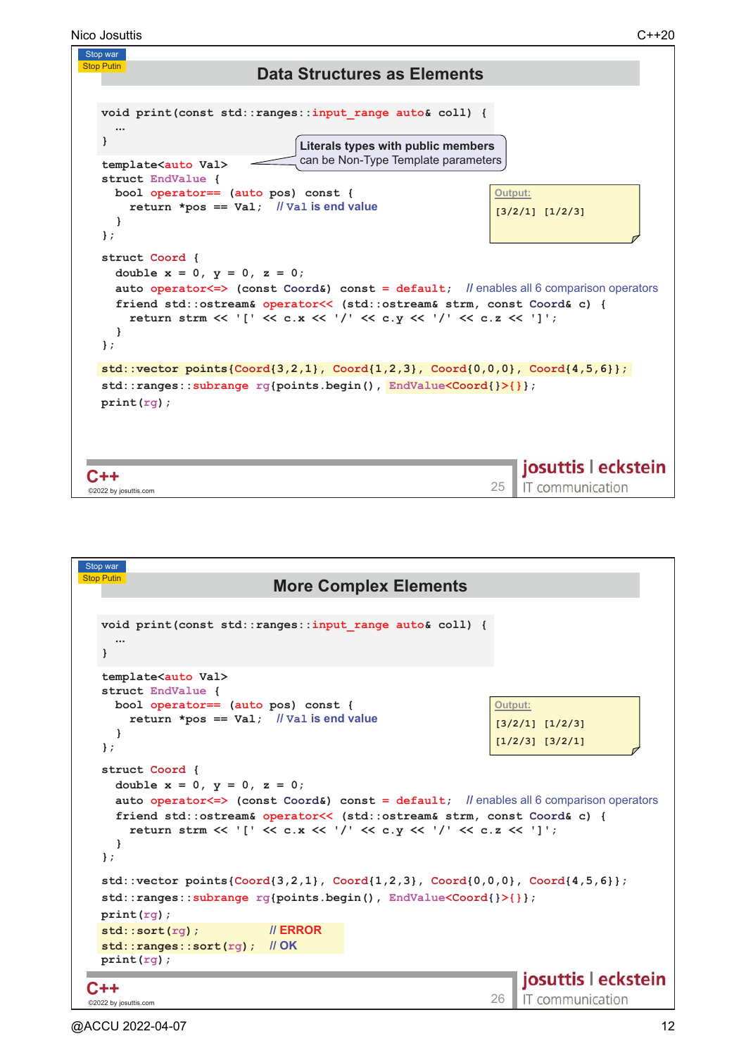Stop war
Stop Putin

## Data Structures as Elements

```
void print(const std::ranges::input_range auto& coll) {
  …
}
template<auto Val>
struct EndValue {
  bool operator== (auto pos) const {
    return *pos == Val;   // Val is end value
  }
};

struct Coord {
  double x = 0, y = 0, z = 0;
  auto operator<=> (const Coord&) const = default;  // enables all 6 comparison operators
  friend std::ostream& operator<< (std::ostream& strm, const Coord& c) {
    return strm << '[' << c.x << '/' << c.y << '/' << c.z << ']';
  }
};

std::vector points{Coord{3,2,1}, Coord{1,2,3}, Coord{0,0,0}, Coord{4,5,6}};
std::ranges::subrange rg{points.begin(), EndValue<Coord{}>{}};
print(rg);
```

**Literals types with public members** can be Non-Type Template parameters

Output:

```
[3/2/1] [1/2/3]
```

C++

©2022 by josuttis.com

josuttis | eckstein
IT communication

Stop war
Stop Putin

## More Complex Elements

```
void print(const std::ranges::input_range auto& coll) {
  …
}
template<auto Val>
struct EndValue {
  bool operator== (auto pos) const {
    return *pos == Val;   // Val is end value
  }
};

struct Coord {
  double x = 0, y = 0, z = 0;
  auto operator<=> (const Coord&) const = default;  // enables all 6 comparison operators
  friend std::ostream& operator<< (std::ostream& strm, const Coord& c) {
    return strm << '[' << c.x << '/' << c.y << '/' << c.z << ']';
  }
};

std::vector points{Coord{3,2,1}, Coord{1,2,3}, Coord{0,0,0}, Coord{4,5,6}};
std::ranges::subrange rg{points.begin(), EndValue<Coord{}>{}};
print(rg);
std::sort(rg);             // ERROR
std::ranges::sort(rg);     // OK
print(rg);
```

Output:

```
[3/2/1] [1/2/3]
[1/2/3] [3/2/1]
```

C++

©2022 by josuttis.com

josuttis | eckstein
IT communication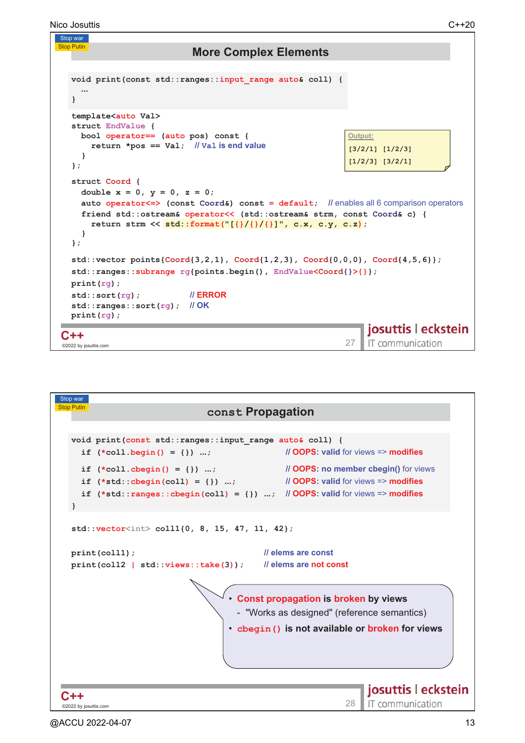## More Complex Elements

```cpp
void print(const std::ranges::input_range auto& coll) {
  …
}

template<auto Val>
struct EndValue {
  bool operator== (auto pos) const {
    return *pos == Val;   // Val is end value
  }
};

struct Coord {
  double x = 0, y = 0, z = 0;
  auto operator<=> (const Coord&) const = default;   // enables all 6 comparison operators
  friend std::ostream& operator<< (std::ostream& strm, const Coord& c) {
    return strm << std::format("[{}/{}/{}]", c.x, c.y, c.z);
  }
};

std::vector points{Coord{3,2,1}, Coord{1,2,3}, Coord{0,0,0}, Coord{4,5,6}};
std::ranges::subrange rg{points.begin(), EndValue<Coord{}>{}};
print(rg);
std::sort(rg);           // ERROR
std::ranges::sort(rg);   // OK
print(rg);
```

Output:

```
[3/2/1] [1/2/3]
[1/2/3] [3/2/1]
```

## `const` Propagation

```cpp
void print(const std::ranges::input_range auto& coll) {
  if (*coll.begin() = {}) ...;                 // OOPS: valid for views => modifies
  if (*coll.cbegin() = {}) ...;                // OOPS: no member cbegin() for views
  if (*std::cbegin(coll) = {}) ...;            // OOPS: valid for views => modifies
  if (*std::ranges::cbegin(coll) = {}) ...;    // OOPS: valid for views => modifies
}

std::vector<int> coll1{0, 8, 15, 47, 11, 42};

print(coll1);                          // elems are const
print(coll2 | std::views::take(3));    // elems are not const
```

- **Const propagation is broken by views**
  - "Works as designed" (reference semantics)
- **`cbegin()` is not available or broken for views**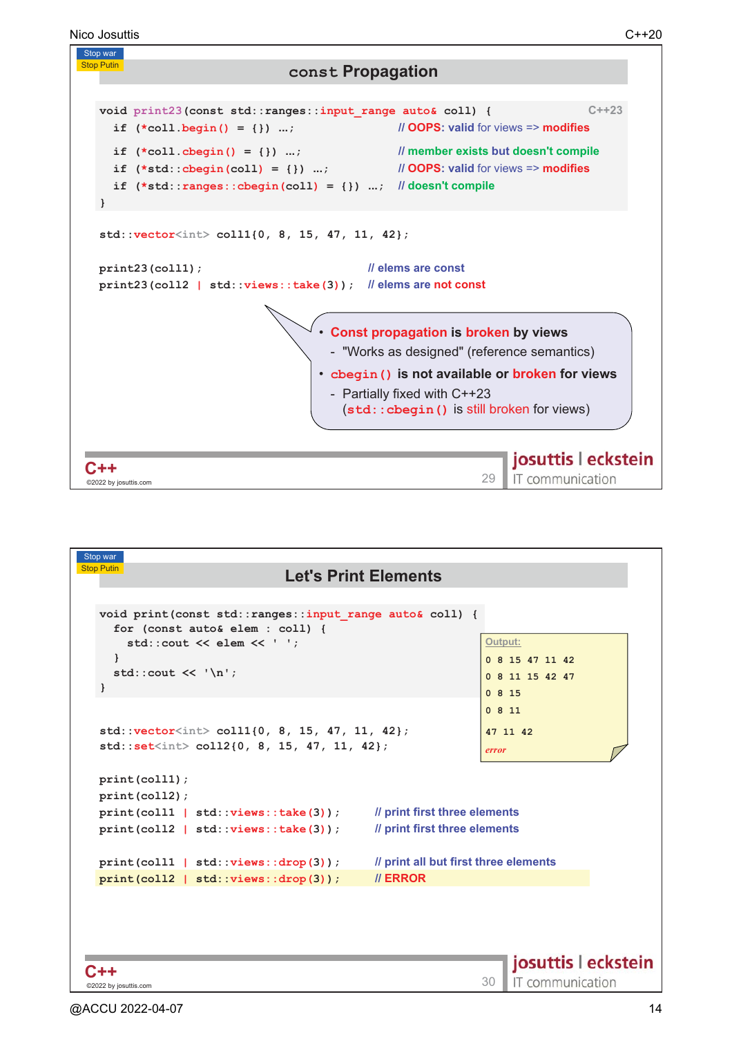Stop war
Stop Putin

## const Propagation

```
void print23(const std::ranges::input_range auto& coll) {          C++23
  if (*coll.begin() = {}) ...;                    // OOPS: valid for views => modifies
  if (*coll.cbegin() = {}) ...;                   // member exists but doesn't compile
  if (*std::cbegin(coll) = {}) ...;               // OOPS: valid for views => modifies
  if (*std::ranges::cbegin(coll) = {}) ...;       // doesn't compile
}
```

```
std::vector<int> coll1{0, 8, 15, 47, 11, 42};

print23(coll1);                          // elems are const
print23(coll2 | std::views::take(3));    // elems are not const
```

- **Const propagation is broken by views**
  - "Works as designed" (reference semantics)
- **`cbegin()` is not available or broken for views**
  - Partially fixed with C++23 (`std::cbegin()` is still broken for views)

C++
©2022 by josuttis.com

josuttis | eckstein
IT communication

---

Stop war
Stop Putin

## Let's Print Elements

```
void print(const std::ranges::input_range auto& coll) {
  for (const auto& elem : coll) {
    std::cout << elem << ' ';
  }
  std::cout << '\n';
}
```

```
std::vector<int> coll1{0, 8, 15, 47, 11, 42};
std::set<int> coll2{0, 8, 15, 47, 11, 42};

print(coll1);
print(coll2);
print(coll1 | std::views::take(3));      // print first three elements
print(coll2 | std::views::take(3));      // print first three elements

print(coll1 | std::views::drop(3));      // print all but first three elements
print(coll2 | std::views::drop(3));      // ERROR
```

Output:

```
0 8 15 47 11 42
0 8 11 15 42 47
0 8 15
0 8 11
47 11 42
error
```

C++
©2022 by josuttis.com

josuttis | eckstein
IT communication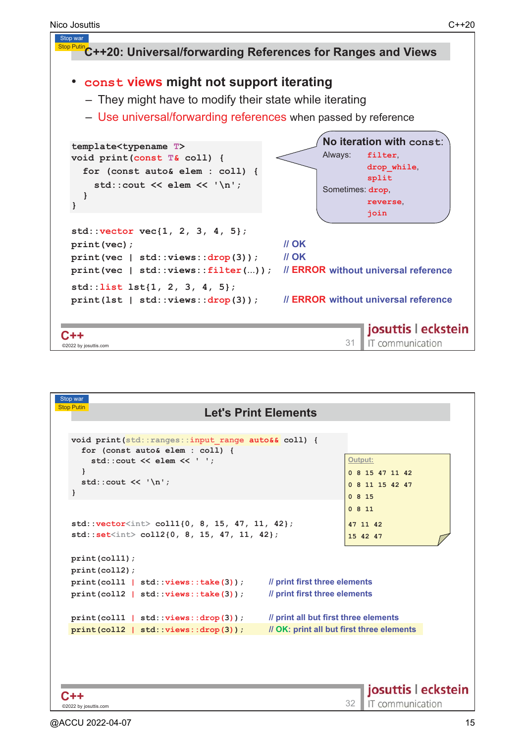Stop war
Stop Putin

## C++20: Universal/forwarding References for Ranges and Views

- **const views might not support iterating**
  - They might have to modify their state while iterating
  - Use universal/forwarding references when passed by reference

```
template<typename T>
void print(const T& coll) {
  for (const auto& elem : coll) {
    std::cout << elem << '\n';
  }
}
```

**No iteration with const:**
Always: `filter`, `drop_while`, `split`
Sometimes: `drop`, `reverse`, `join`

```
std::vector vec{1, 2, 3, 4, 5};
print(vec);                              // OK
print(vec | std::views::drop(3));        // OK
print(vec | std::views::filter(...));    // ERROR without universal reference

std::list lst{1, 2, 3, 4, 5};
print(lst | std::views::drop(3));        // ERROR without universal reference
```

C++
©2022 by josuttis.com

josuttis | eckstein
IT communication

---

Stop war
Stop Putin

## Let's Print Elements

```
void print(std::ranges::input_range auto&& coll) {
  for (const auto& elem : coll) {
    std::cout << elem << ' ';
  }
  std::cout << '\n';
}

std::vector<int> coll1{0, 8, 15, 47, 11, 42};
std::set<int> coll2{0, 8, 15, 47, 11, 42};

print(coll1);
print(coll2);
print(coll1 | std::views::take(3));      // print first three elements
print(coll2 | std::views::take(3));      // print first three elements

print(coll1 | std::views::drop(3));      // print all but first three elements
print(coll2 | std::views::drop(3));      // OK: print all but first three elements
```

Output:

```
0 8 15 47 11 42
0 8 11 15 42 47
0 8 15
0 8 11

47 11 42
15 42 47
```

C++
©2022 by josuttis.com

josuttis | eckstein
IT communication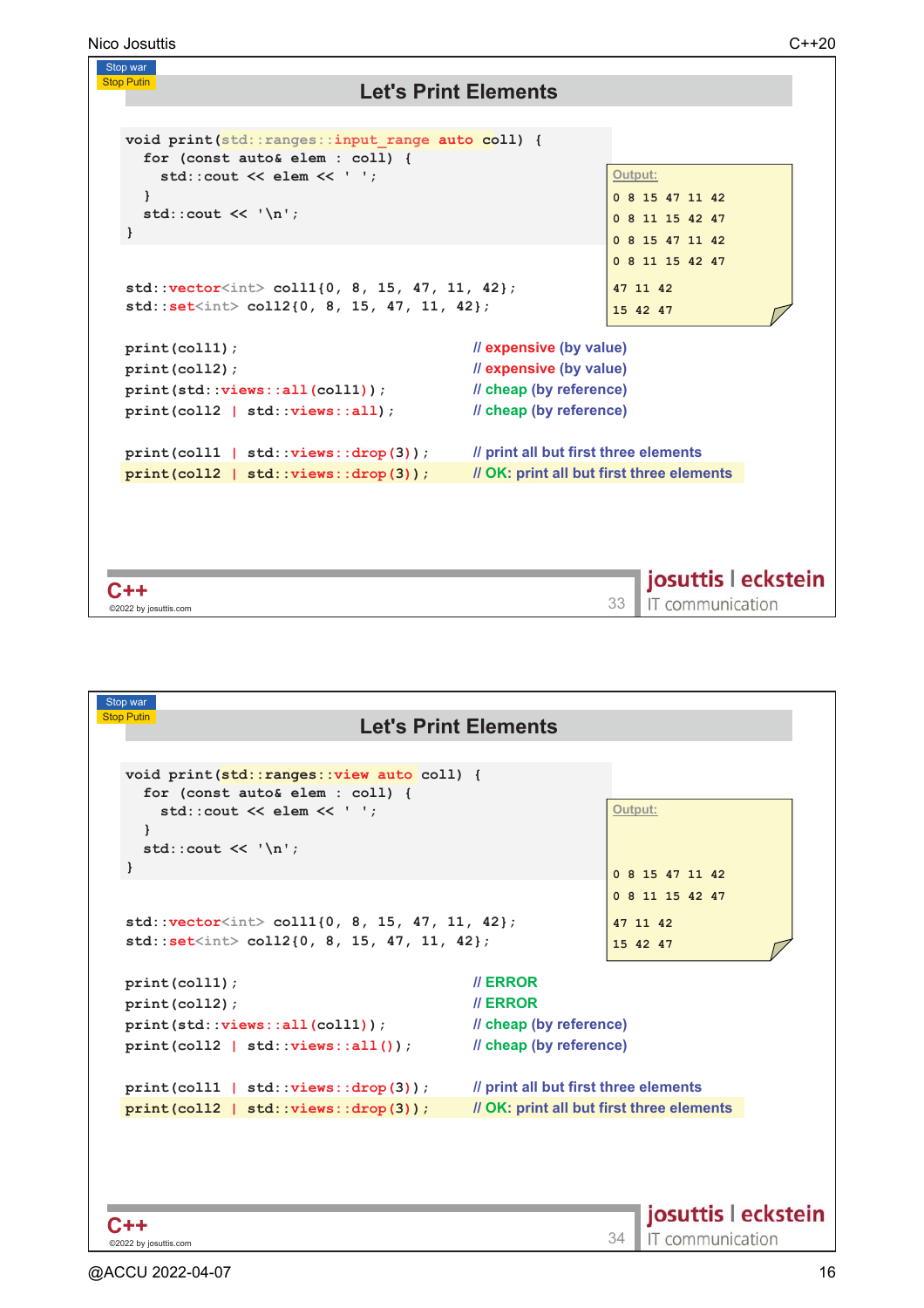Stop war
Stop Putin

## Let's Print Elements

```cpp
void print(std::ranges::input_range auto coll) {
  for (const auto& elem : coll) {
    std::cout << elem << ' ';
  }
  std::cout << '\n';
}

std::vector<int> coll1{0, 8, 15, 47, 11, 42};
std::set<int> coll2{0, 8, 15, 47, 11, 42};

print(coll1);                          // expensive (by value)
print(coll2);                          // expensive (by value)
print(std::views::all(coll1));         // cheap (by reference)
print(coll2 | std::views::all);        // cheap (by reference)

print(coll1 | std::views::drop(3));    // print all but first three elements
print(coll2 | std::views::drop(3));    // OK: print all but first three elements
```

Output:

```
0 8 15 47 11 42
0 8 11 15 42 47
0 8 15 47 11 42
0 8 11 15 42 47
47 11 42
15 42 47
```

C++

©2022 by josuttis.com

josuttis | eckstein IT communication

---

Stop war
Stop Putin

## Let's Print Elements

```cpp
void print(std::ranges::view auto coll) {
  for (const auto& elem : coll) {
    std::cout << elem << ' ';
  }
  std::cout << '\n';
}

std::vector<int> coll1{0, 8, 15, 47, 11, 42};
std::set<int> coll2{0, 8, 15, 47, 11, 42};

print(coll1);                          // ERROR
print(coll2);                          // ERROR
print(std::views::all(coll1));         // cheap (by reference)
print(coll2 | std::views::all());      // cheap (by reference)

print(coll1 | std::views::drop(3));    // print all but first three elements
print(coll2 | std::views::drop(3));    // OK: print all but first three elements
```

Output:

```
0 8 15 47 11 42
0 8 11 15 42 47
47 11 42
15 42 47
```

C++

©2022 by josuttis.com

josuttis | eckstein IT communication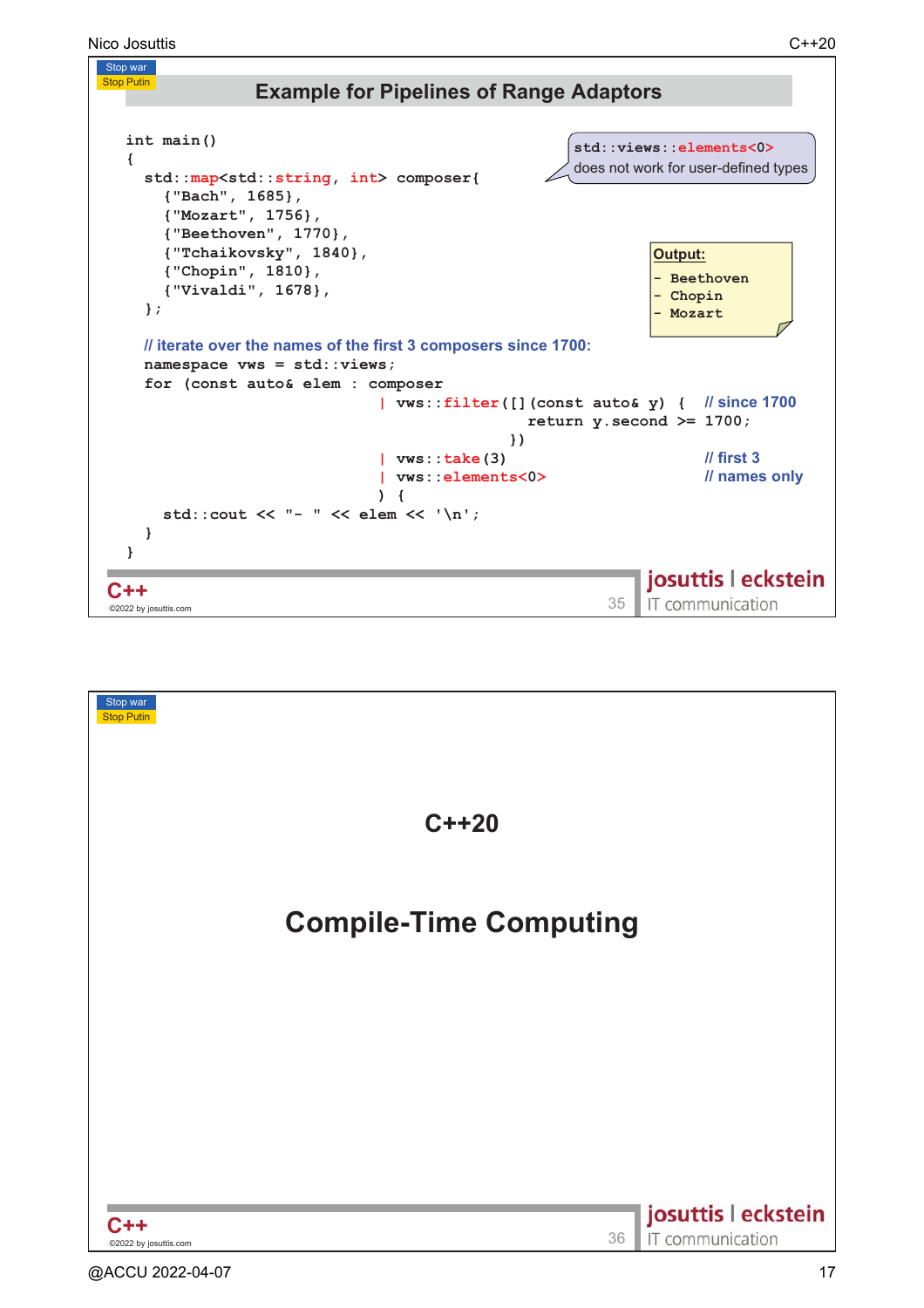Stop war
Stop Putin

## Example for Pipelines of Range Adaptors

```
int main()
{
  std::map<std::string, int> composer{
    {"Bach", 1685},
    {"Mozart", 1756},
    {"Beethoven", 1770},
    {"Tchaikovsky", 1840},
    {"Chopin", 1810},
    {"Vivaldi", 1678},
  };

  // iterate over the names of the first 3 composers since 1700:
  namespace vws = std::views;
  for (const auto& elem : composer
                          | vws::filter([](const auto& y) {   // since 1700
                                          return y.second >= 1700;
                                        })
                          | vws::take(3)                       // first 3
                          | vws::elements<0>                   // names only
                         ) {
    std::cout << "- " << elem << '\n';
  }
}
```

`std::views::elements<0>` does not work for user-defined types

**Output:**

```
- Beethoven
- Chopin
- Mozart
```

C++
©2022 by josuttis.com

josuttis | eckstein
IT communication

---

Stop war
Stop Putin

# C++20

# Compile-Time Computing

C++
©2022 by josuttis.com

josuttis | eckstein
IT communication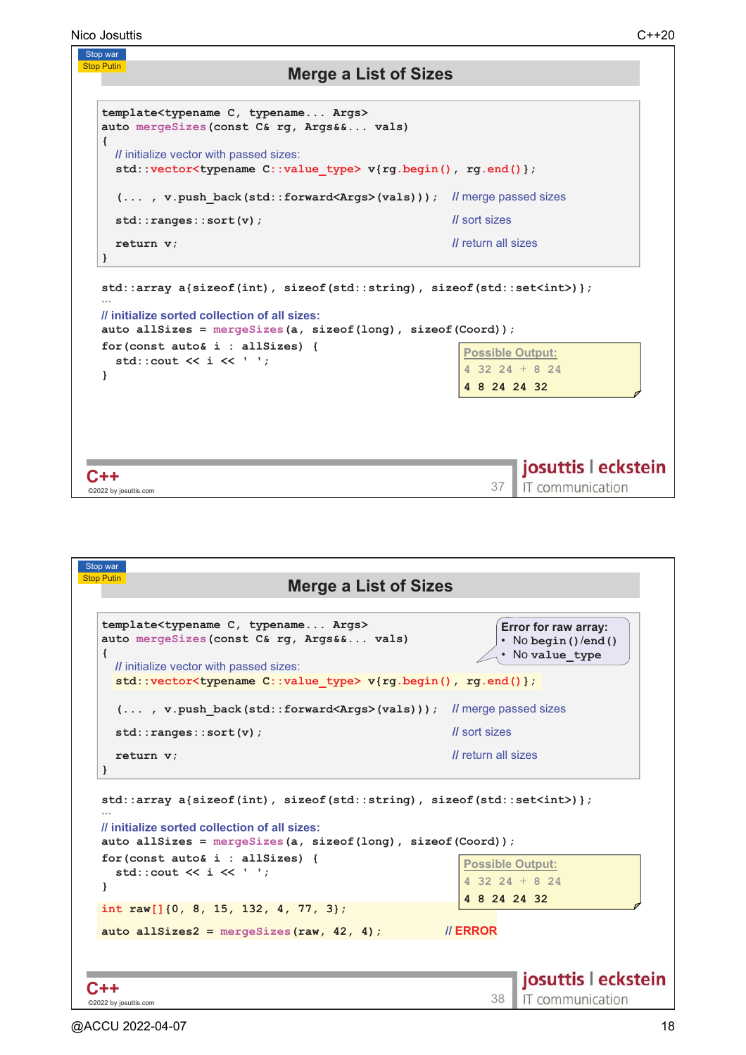## Merge a List of Sizes

```cpp
template<typename C, typename... Args>
auto mergeSizes(const C& rg, Args&&... vals)
{
  // initialize vector with passed sizes:
  std::vector<typename C::value_type> v{rg.begin(), rg.end()};

  (... , v.push_back(std::forward<Args>(vals)));    // merge passed sizes

  std::ranges::sort(v);                              // sort sizes

  return v;                                          // return all sizes
}
```

```cpp
std::array a{sizeof(int), sizeof(std::string), sizeof(std::set<int>)};
...
// initialize sorted collection of all sizes:
auto allSizes = mergeSizes(a, sizeof(long), sizeof(Coord));
for(const auto& i : allSizes) {
  std::cout << i << ' ';
}
```

**Possible Output:**

```
4 32 24 + 8 24
4 8 24 24 32
```

## Merge a List of Sizes

```cpp
template<typename C, typename... Args>
auto mergeSizes(const C& rg, Args&&... vals)
{
  // initialize vector with passed sizes:
  std::vector<typename C::value_type> v{rg.begin(), rg.end()};

  (... , v.push_back(std::forward<Args>(vals)));    // merge passed sizes

  std::ranges::sort(v);                              // sort sizes

  return v;                                          // return all sizes
}
```

**Error for raw array:**
- No `begin()`/`end()`
- No `value_type`

```cpp
std::array a{sizeof(int), sizeof(std::string), sizeof(std::set<int>)};
...
// initialize sorted collection of all sizes:
auto allSizes = mergeSizes(a, sizeof(long), sizeof(Coord));
for(const auto& i : allSizes) {
  std::cout << i << ' ';
}
int raw[]{0, 8, 15, 132, 4, 77, 3};

auto allSizes2 = mergeSizes(raw, 42, 4);          // ERROR
```

**Possible Output:**

```
4 32 24 + 8 24
4 8 24 24 32
```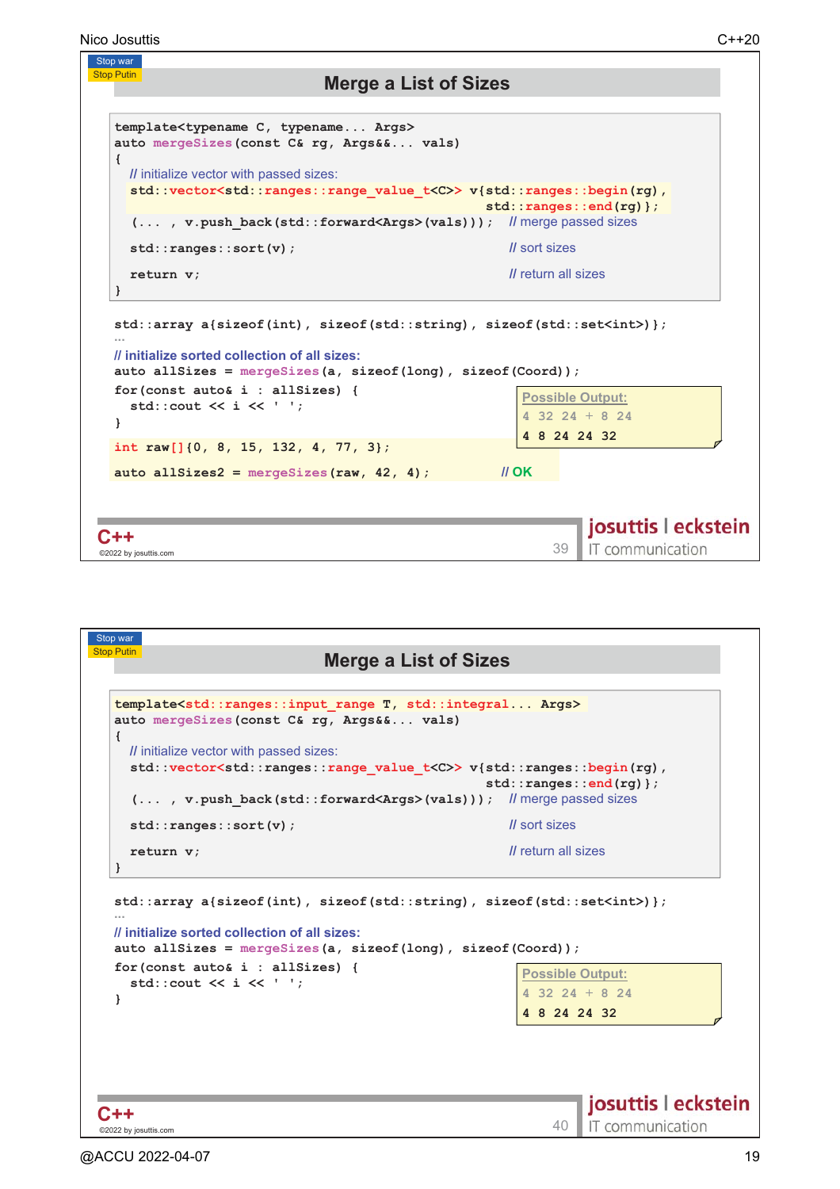Stop war
Stop Putin

## Merge a List of Sizes

```cpp
template<typename C, typename... Args>
auto mergeSizes(const C& rg, Args&&... vals)
{
  // initialize vector with passed sizes:
  std::vector<std::ranges::range_value_t<C>> v{std::ranges::begin(rg),
                                               std::ranges::end(rg)};
  (... , v.push_back(std::forward<Args>(vals)));   // merge passed sizes

  std::ranges::sort(v);                            // sort sizes

  return v;                                        // return all sizes
}
```

```cpp
std::array a{sizeof(int), sizeof(std::string), sizeof(std::set<int>)};
...
// initialize sorted collection of all sizes:
auto allSizes = mergeSizes(a, sizeof(long), sizeof(Coord));
for(const auto& i : allSizes) {
  std::cout << i << ' ';
}
int raw[]{0, 8, 15, 132, 4, 77, 3};

auto allSizes2 = mergeSizes(raw, 42, 4);          // OK
```

Possible Output:

```
4 32 24 + 8 24
4 8 24 24 32
```

C++
©2022 by josuttis.com

josuttis | eckstein
IT communication

---

Stop war
Stop Putin

## Merge a List of Sizes

```cpp
template<std::ranges::input_range T, std::integral... Args>
auto mergeSizes(const C& rg, Args&&... vals)
{
  // initialize vector with passed sizes:
  std::vector<std::ranges::range_value_t<C>> v{std::ranges::begin(rg),
                                               std::ranges::end(rg)};
  (... , v.push_back(std::forward<Args>(vals)));   // merge passed sizes

  std::ranges::sort(v);                            // sort sizes

  return v;                                        // return all sizes
}
```

```cpp
std::array a{sizeof(int), sizeof(std::string), sizeof(std::set<int>)};
...
// initialize sorted collection of all sizes:
auto allSizes = mergeSizes(a, sizeof(long), sizeof(Coord));
for(const auto& i : allSizes) {
  std::cout << i << ' ';
}
```

Possible Output:

```
4 32 24 + 8 24
4 8 24 24 32
```

C++
©2022 by josuttis.com

josuttis | eckstein
IT communication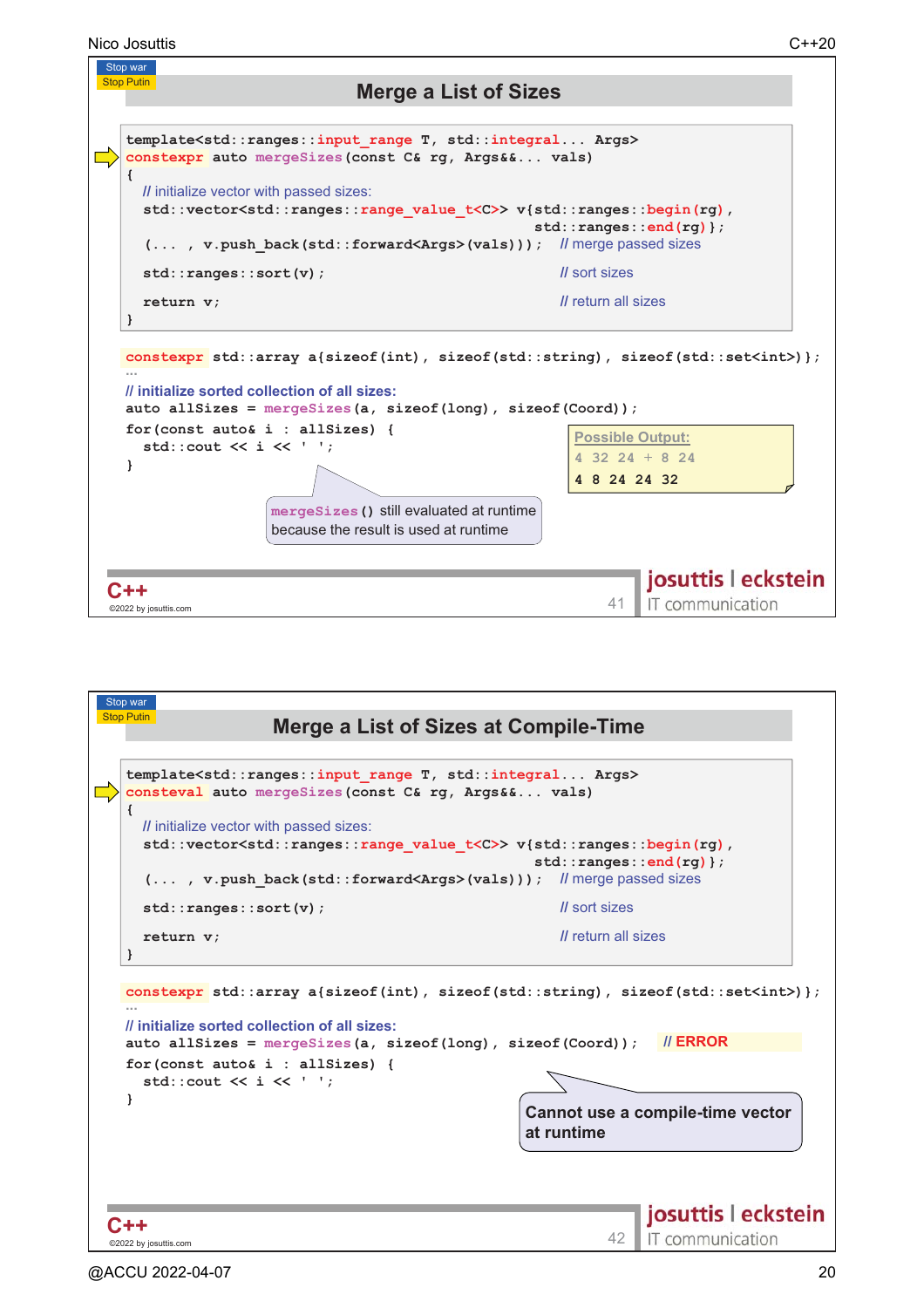## Merge a List of Sizes

```cpp
template<std::ranges::input_range T, std::integral... Args>
constexpr auto mergeSizes(const C& rg, Args&&... vals)
{
  // initialize vector with passed sizes:
  std::vector<std::ranges::range_value_t<C>> v{std::ranges::begin(rg),
                                               std::ranges::end(rg)};
  (... , v.push_back(std::forward<Args>(vals)));   // merge passed sizes

  std::ranges::sort(v);                              // sort sizes

  return v;                                          // return all sizes
}
```

```cpp
constexpr std::array a{sizeof(int), sizeof(std::string), sizeof(std::set<int>)};
...
// initialize sorted collection of all sizes:
auto allSizes = mergeSizes(a, sizeof(long), sizeof(Coord));
for(const auto& i : allSizes) {
  std::cout << i << ' ';
}
```

**Possible Output:**

```
4 32 24 + 8 24
4 8 24 24 32
```

`mergeSizes()` still evaluated at runtime because the result is used at runtime

## Merge a List of Sizes at Compile-Time

```cpp
template<std::ranges::input_range T, std::integral... Args>
consteval auto mergeSizes(const C& rg, Args&&... vals)
{
  // initialize vector with passed sizes:
  std::vector<std::ranges::range_value_t<C>> v{std::ranges::begin(rg),
                                               std::ranges::end(rg)};
  (... , v.push_back(std::forward<Args>(vals)));   // merge passed sizes

  std::ranges::sort(v);                              // sort sizes

  return v;                                          // return all sizes
}
```

```cpp
constexpr std::array a{sizeof(int), sizeof(std::string), sizeof(std::set<int>)};
...
// initialize sorted collection of all sizes:
auto allSizes = mergeSizes(a, sizeof(long), sizeof(Coord));   // ERROR
for(const auto& i : allSizes) {
  std::cout << i << ' ';
}
```

**Cannot use a compile-time vector at runtime**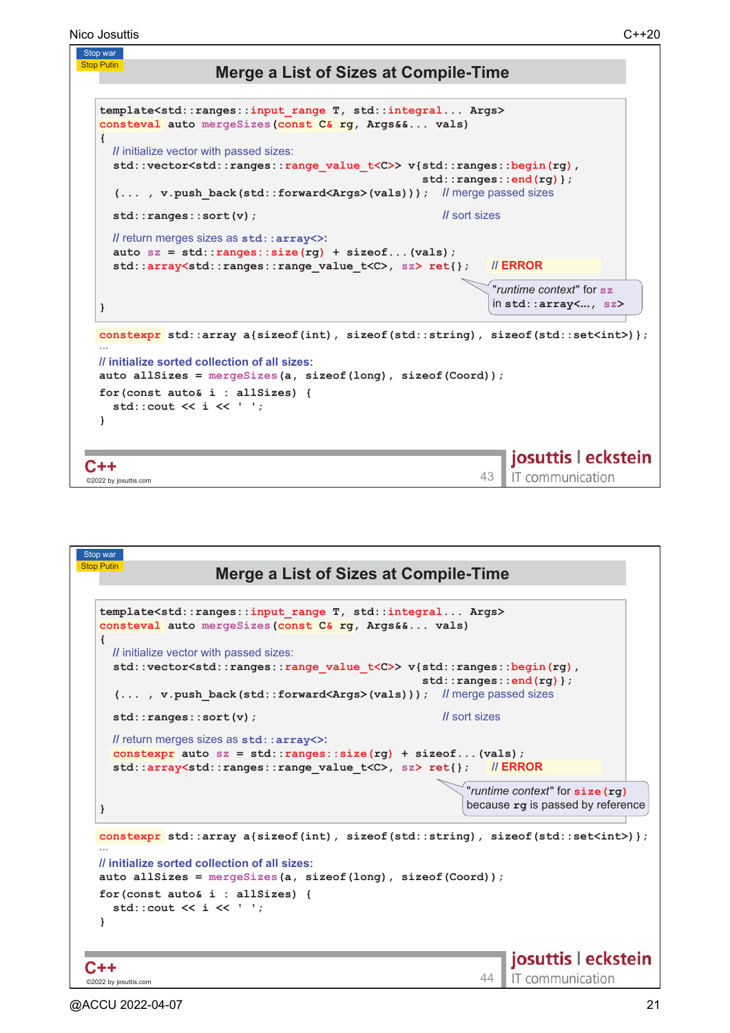## Merge a List of Sizes at Compile-Time

```
template<std::ranges::input_range T, std::integral... Args>
consteval auto mergeSizes(const C& rg, Args&&... vals)
{
  // initialize vector with passed sizes:
  std::vector<std::ranges::range_value_t<C>> v{std::ranges::begin(rg),
                                               std::ranges::end(rg)};
  (... , v.push_back(std::forward<Args>(vals)));  // merge passed sizes

  std::ranges::sort(v);                           // sort sizes

  // return merges sizes as std::array<>:
  auto sz = std::ranges::size(rg) + sizeof...(vals);
  std::array<std::ranges::range_value_t<C>, sz> ret{};   // ERROR
}
```

"*runtime context*" for `sz` in `std::array<..., sz>`

```
constexpr std::array a{sizeof(int), sizeof(std::string), sizeof(std::set<int>)};
...
// initialize sorted collection of all sizes:
auto allSizes = mergeSizes(a, sizeof(long), sizeof(Coord));
for(const auto& i : allSizes) {
  std::cout << i << ' ';
}
```

## Merge a List of Sizes at Compile-Time

```
template<std::ranges::input_range T, std::integral... Args>
consteval auto mergeSizes(const C& rg, Args&&... vals)
{
  // initialize vector with passed sizes:
  std::vector<std::ranges::range_value_t<C>> v{std::ranges::begin(rg),
                                               std::ranges::end(rg)};
  (... , v.push_back(std::forward<Args>(vals)));  // merge passed sizes

  std::ranges::sort(v);                           // sort sizes

  // return merges sizes as std::array<>:
  constexpr auto sz = std::ranges::size(rg) + sizeof...(vals);
  std::array<std::ranges::range_value_t<C>, sz> ret{};   // ERROR
}
```

"*runtime context*" for `size(rg)` because `rg` is passed by reference

```
constexpr std::array a{sizeof(int), sizeof(std::string), sizeof(std::set<int>)};
...
// initialize sorted collection of all sizes:
auto allSizes = mergeSizes(a, sizeof(long), sizeof(Coord));
for(const auto& i : allSizes) {
  std::cout << i << ' ';
}
```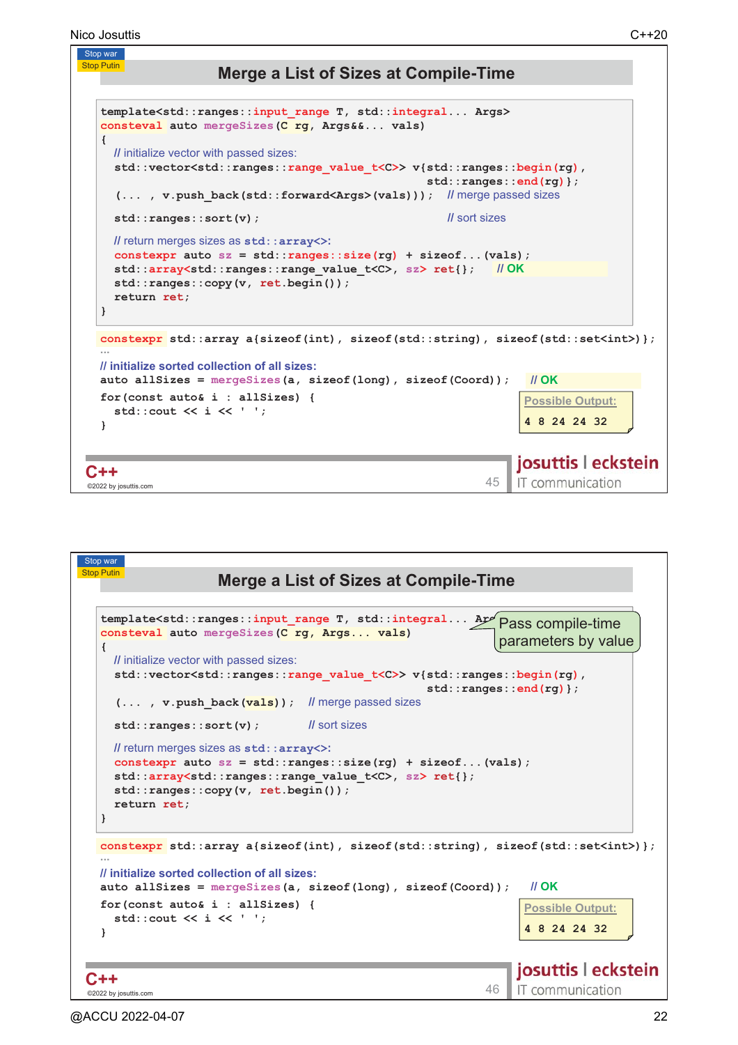## Merge a List of Sizes at Compile-Time

Stop war
Stop Putin

```cpp
template<std::ranges::input_range T, std::integral... Args>
consteval auto mergeSizes(C rg, Args&&... vals)
{
  // initialize vector with passed sizes:
  std::vector<std::ranges::range_value_t<C>> v{std::ranges::begin(rg),
                                               std::ranges::end(rg)};
  (... , v.push_back(std::forward<Args>(vals)));  // merge passed sizes

  std::ranges::sort(v);                           // sort sizes

  // return merges sizes as std::array<>:
  constexpr auto sz = std::ranges::size(rg) + sizeof...(vals);
  std::array<std::ranges::range_value_t<C>, sz> ret{};   // OK
  std::ranges::copy(v, ret.begin());
  return ret;
}
```

```cpp
constexpr std::array a{sizeof(int), sizeof(std::string), sizeof(std::set<int>)};
...
// initialize sorted collection of all sizes:
auto allSizes = mergeSizes(a, sizeof(long), sizeof(Coord));   // OK
for(const auto& i : allSizes) {
  std::cout << i << ' ';
}
```

Possible Output:

```
4 8 24 24 32
```

C++
©2022 by josuttis.com

josuttis | eckstein
IT communication

---

## Merge a List of Sizes at Compile-Time

Stop war
Stop Putin

Pass compile-time parameters by value

```cpp
template<std::ranges::input_range T, std::integral... Args>
consteval auto mergeSizes(C rg, Args... vals)
{
  // initialize vector with passed sizes:
  std::vector<std::ranges::range_value_t<C>> v{std::ranges::begin(rg),
                                               std::ranges::end(rg)};
  (... , v.push_back(vals));  // merge passed sizes

  std::ranges::sort(v);       // sort sizes

  // return merges sizes as std::array<>:
  constexpr auto sz = std::ranges::size(rg) + sizeof...(vals);
  std::array<std::ranges::range_value_t<C>, sz> ret{};
  std::ranges::copy(v, ret.begin());
  return ret;
}
```

```cpp
constexpr std::array a{sizeof(int), sizeof(std::string), sizeof(std::set<int>)};
...
// initialize sorted collection of all sizes:
auto allSizes = mergeSizes(a, sizeof(long), sizeof(Coord));   // OK
for(const auto& i : allSizes) {
  std::cout << i << ' ';
}
```

Possible Output:

```
4 8 24 24 32
```

C++
©2022 by josuttis.com

josuttis | eckstein
IT communication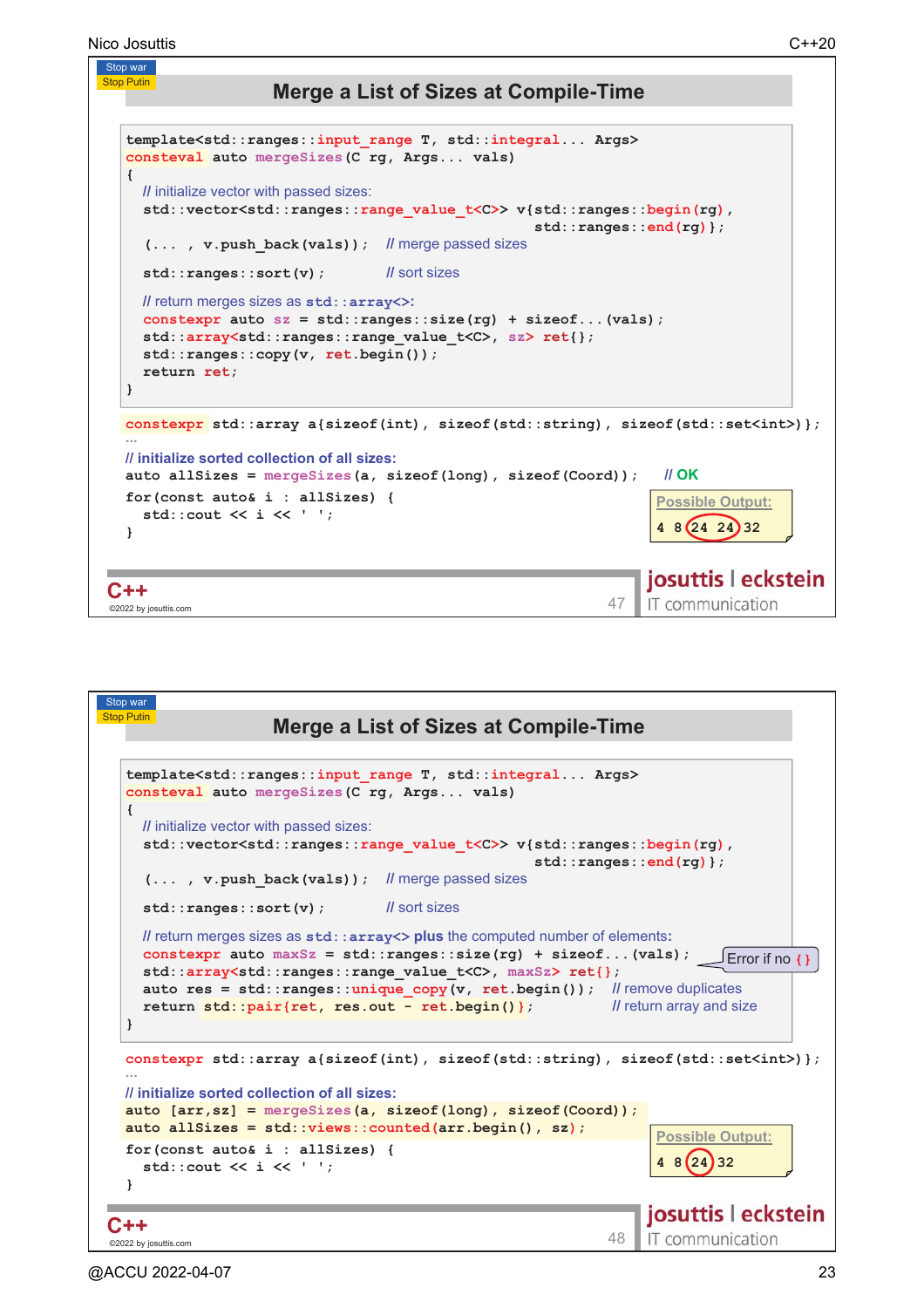## Merge a List of Sizes at Compile-Time

```
template<std::ranges::input_range T, std::integral... Args>
consteval auto mergeSizes(C rg, Args... vals)
{
  // initialize vector with passed sizes:
  std::vector<std::ranges::range_value_t<C>> v{std::ranges::begin(rg),
                                              std::ranges::end(rg)};
  (... , v.push_back(vals));   // merge passed sizes

  std::ranges::sort(v);        // sort sizes

  // return merges sizes as std::array<>:
  constexpr auto sz = std::ranges::size(rg) + sizeof...(vals);
  std::array<std::ranges::range_value_t<C>, sz> ret{};
  std::ranges::copy(v, ret.begin());
  return ret;
}
```

```
constexpr std::array a{sizeof(int), sizeof(std::string), sizeof(std::set<int>)};
...
// initialize sorted collection of all sizes:
auto allSizes = mergeSizes(a, sizeof(long), sizeof(Coord));   // OK
for(const auto& i : allSizes) {
  std::cout << i << ' ';
}
```

Possible Output:

```
4 8 24 24 32
```

## Merge a List of Sizes at Compile-Time

```
template<std::ranges::input_range T, std::integral... Args>
consteval auto mergeSizes(C rg, Args... vals)
{
  // initialize vector with passed sizes:
  std::vector<std::ranges::range_value_t<C>> v{std::ranges::begin(rg),
                                              std::ranges::end(rg)};
  (... , v.push_back(vals));   // merge passed sizes

  std::ranges::sort(v);        // sort sizes

  // return merges sizes as std::array<> plus the computed number of elements:
  constexpr auto maxSz = std::ranges::size(rg) + sizeof...(vals);   // Error if no {}
  std::array<std::ranges::range_value_t<C>, maxSz> ret{};
  auto res = std::ranges::unique_copy(v, ret.begin());   // remove duplicates
  return std::pair{ret, res.out - ret.begin()};          // return array and size
}
```

```
constexpr std::array a{sizeof(int), sizeof(std::string), sizeof(std::set<int>)};
...
// initialize sorted collection of all sizes:
auto [arr,sz] = mergeSizes(a, sizeof(long), sizeof(Coord));
auto allSizes = std::views::counted(arr.begin(), sz);
for(const auto& i : allSizes) {
  std::cout << i << ' ';
}
```

Possible Output:

```
4 8 24 32
```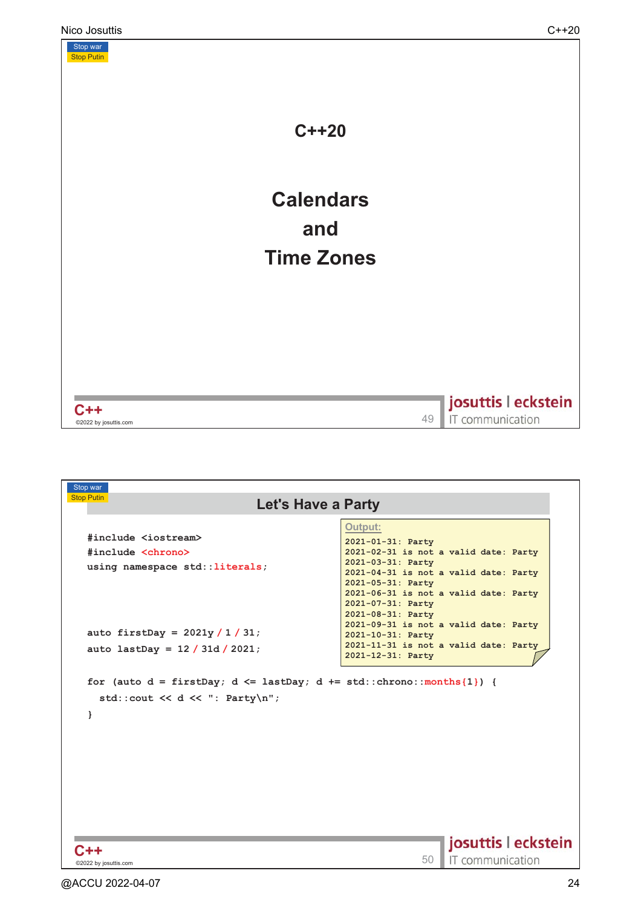Stop war
Stop Putin

# C++20

# Calendars and Time Zones

C++
©2022 by josuttis.com

josuttis | eckstein
IT communication

---

Stop war
Stop Putin

## Let's Have a Party

```cpp
#include <iostream>
#include <chrono>
using namespace std::literals;

auto firstDay = 2021y / 1 / 31;
auto lastDay = 12 / 31d / 2021;

for (auto d = firstDay; d <= lastDay; d += std::chrono::months{1}) {
  std::cout << d << ": Party\n";
}
```

**Output:**

```
2021-01-31: Party
2021-02-31 is not a valid date: Party
2021-03-31: Party
2021-04-31 is not a valid date: Party
2021-05-31: Party
2021-06-31 is not a valid date: Party
2021-07-31: Party
2021-08-31: Party
2021-09-31 is not a valid date: Party
2021-10-31: Party
2021-11-31 is not a valid date: Party
2021-12-31: Party
```

C++
©2022 by josuttis.com

josuttis | eckstein
IT communication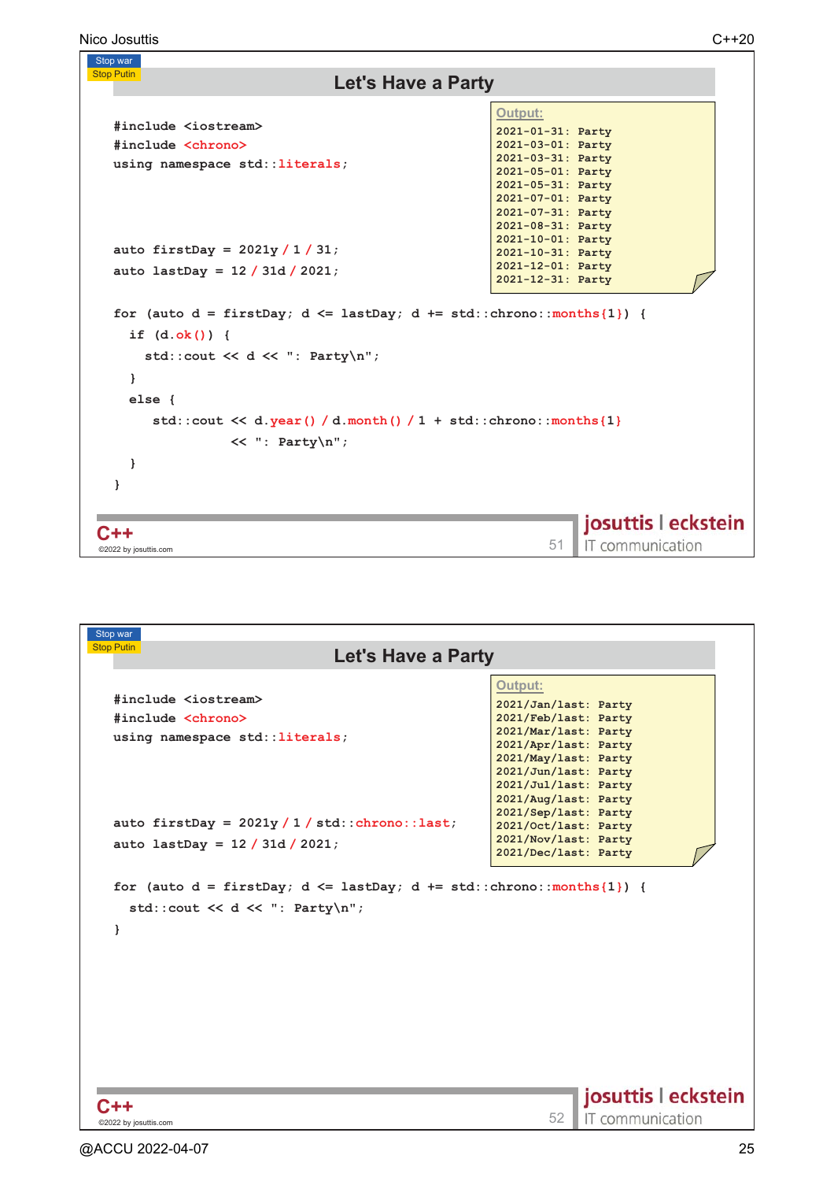## Let's Have a Party

```cpp
#include <iostream>
#include <chrono>
using namespace std::literals;

auto firstDay = 2021y / 1 / 31;
auto lastDay = 12 / 31d / 2021;

for (auto d = firstDay; d <= lastDay; d += std::chrono::months{1}) {
  if (d.ok()) {
    std::cout << d << ": Party\n";
  }
  else {
     std::cout << d.year() / d.month() / 1 + std::chrono::months{1}
               << ": Party\n";
  }
}
```

**Output:**

```
2021-01-31: Party
2021-03-01: Party
2021-03-31: Party
2021-05-01: Party
2021-05-31: Party
2021-07-01: Party
2021-07-31: Party
2021-08-31: Party
2021-10-01: Party
2021-10-31: Party
2021-12-01: Party
2021-12-31: Party
```

## Let's Have a Party

```cpp
#include <iostream>
#include <chrono>
using namespace std::literals;

auto firstDay = 2021y / 1 / std::chrono::last;
auto lastDay = 12 / 31d / 2021;

for (auto d = firstDay; d <= lastDay; d += std::chrono::months{1}) {
  std::cout << d << ": Party\n";
}
```

**Output:**

```
2021/Jan/last: Party
2021/Feb/last: Party
2021/Mar/last: Party
2021/Apr/last: Party
2021/May/last: Party
2021/Jun/last: Party
2021/Jul/last: Party
2021/Aug/last: Party
2021/Sep/last: Party
2021/Oct/last: Party
2021/Nov/last: Party
2021/Dec/last: Party
```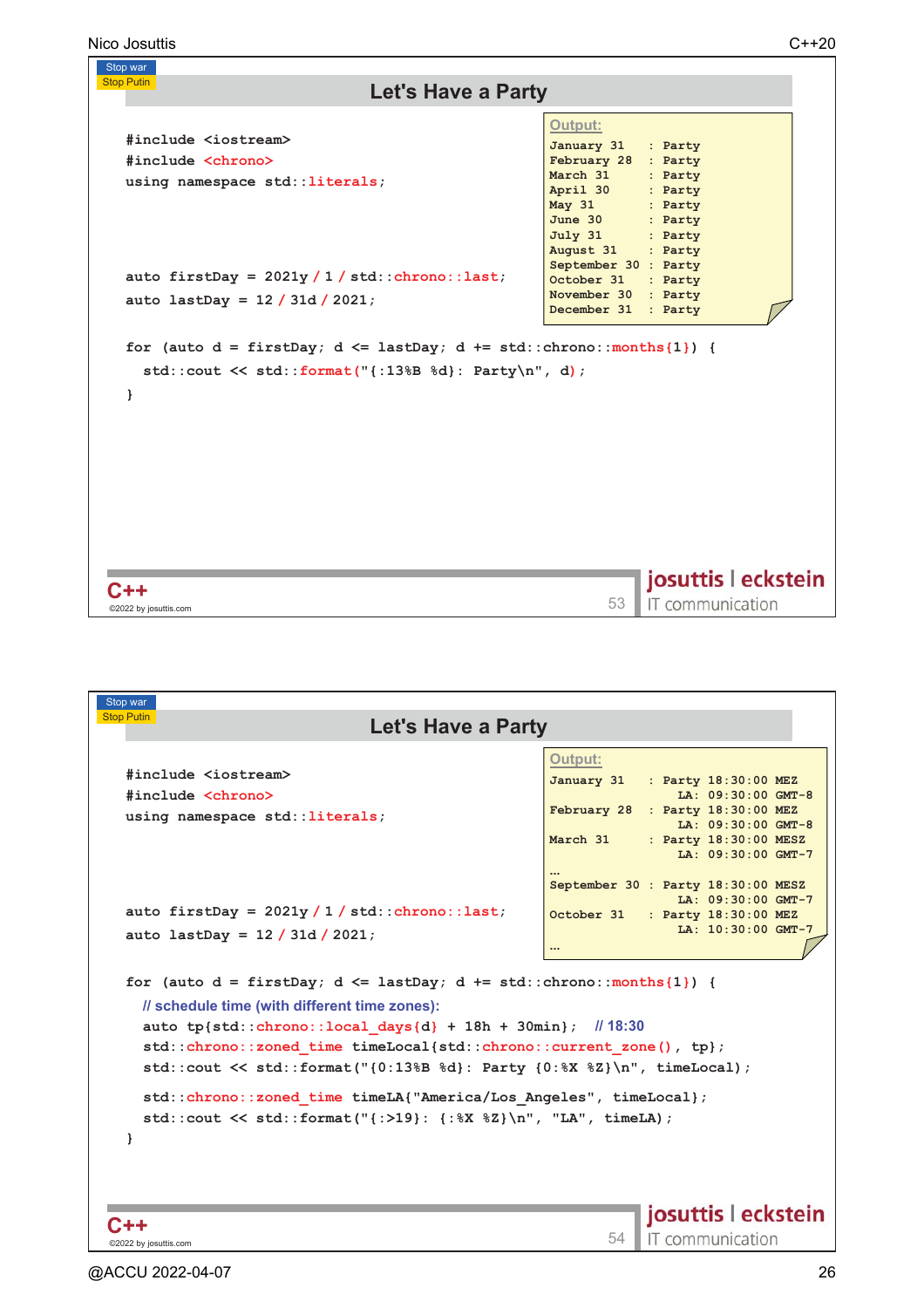## Let's Have a Party

```cpp
#include <iostream>
#include <chrono>
using namespace std::literals;


auto firstDay = 2021y / 1 / std::chrono::last;
auto lastDay = 12 / 31d / 2021;

for (auto d = firstDay; d <= lastDay; d += std::chrono::months{1}) {
  std::cout << std::format("{:13%B %d}: Party\n", d);
}
```

**Output:**

```
January 31   : Party
February 28  : Party
March 31     : Party
April 30     : Party
May 31       : Party
June 30      : Party
July 31      : Party
August 31    : Party
September 30 : Party
October 31   : Party
November 30  : Party
December 31  : Party
```

## Let's Have a Party

```cpp
#include <iostream>
#include <chrono>
using namespace std::literals;


auto firstDay = 2021y / 1 / std::chrono::last;
auto lastDay = 12 / 31d / 2021;

for (auto d = firstDay; d <= lastDay; d += std::chrono::months{1}) {
  // schedule time (with different time zones):
  auto tp{std::chrono::local_days{d} + 18h + 30min};  // 18:30
  std::chrono::zoned_time timeLocal{std::chrono::current_zone(), tp};
  std::cout << std::format("{0:13%B %d}: Party {0:%X %Z}\n", timeLocal);

  std::chrono::zoned_time timeLA{"America/Los_Angeles", timeLocal};
  std::cout << std::format("{:>19}: {:%X %Z}\n", "LA", timeLA);
}
```

**Output:**

```
January 31   : Party 18:30:00 MEZ
                LA: 09:30:00 GMT-8
February 28  : Party 18:30:00 MEZ
                LA: 09:30:00 GMT-8
March 31     : Party 18:30:00 MESZ
                LA: 09:30:00 GMT-7
...
September 30 : Party 18:30:00 MESZ
                LA: 09:30:00 GMT-7
October 31   : Party 18:30:00 MEZ
                LA: 10:30:00 GMT-7
...
```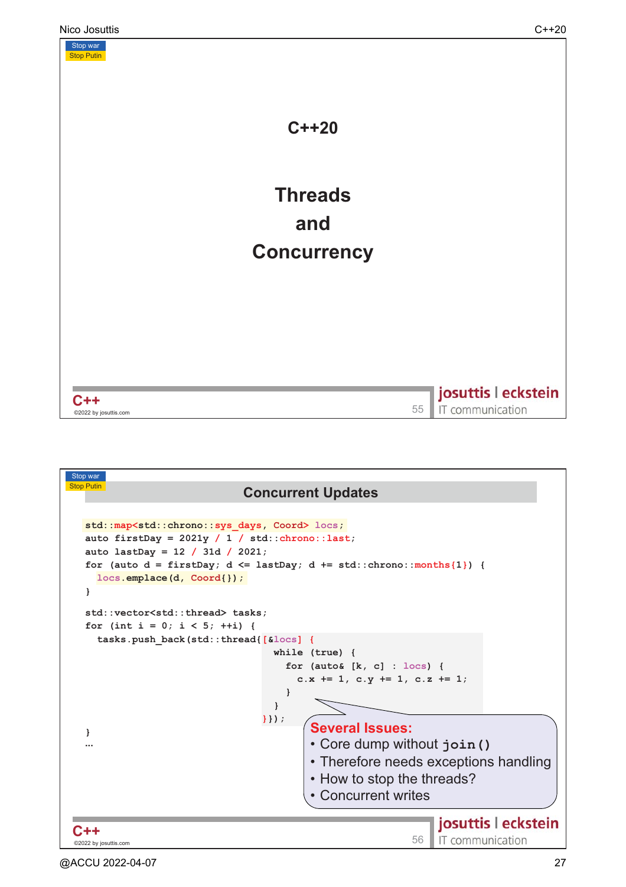# C++20

## Threads and Concurrency

## Concurrent Updates

```
std::map<std::chrono::sys_days, Coord> locs;
auto firstDay = 2021y / 1 / std::chrono::last;
auto lastDay = 12 / 31d / 2021;
for (auto d = firstDay; d <= lastDay; d += std::chrono::months{1}) {
  locs.emplace(d, Coord{});
}

std::vector<std::thread> tasks;
for (int i = 0; i < 5; ++i) {
  tasks.push_back(std::thread{[&locs] {
                                while (true) {
                                  for (auto& [k, c] : locs) {
                                    c.x += 1, c.y += 1, c.z += 1;
                                  }
                                }
                              }});
}
...
```

**Several Issues:**

- Core dump without `join()`
- Therefore needs exceptions handling
- How to stop the threads?
- Concurrent writes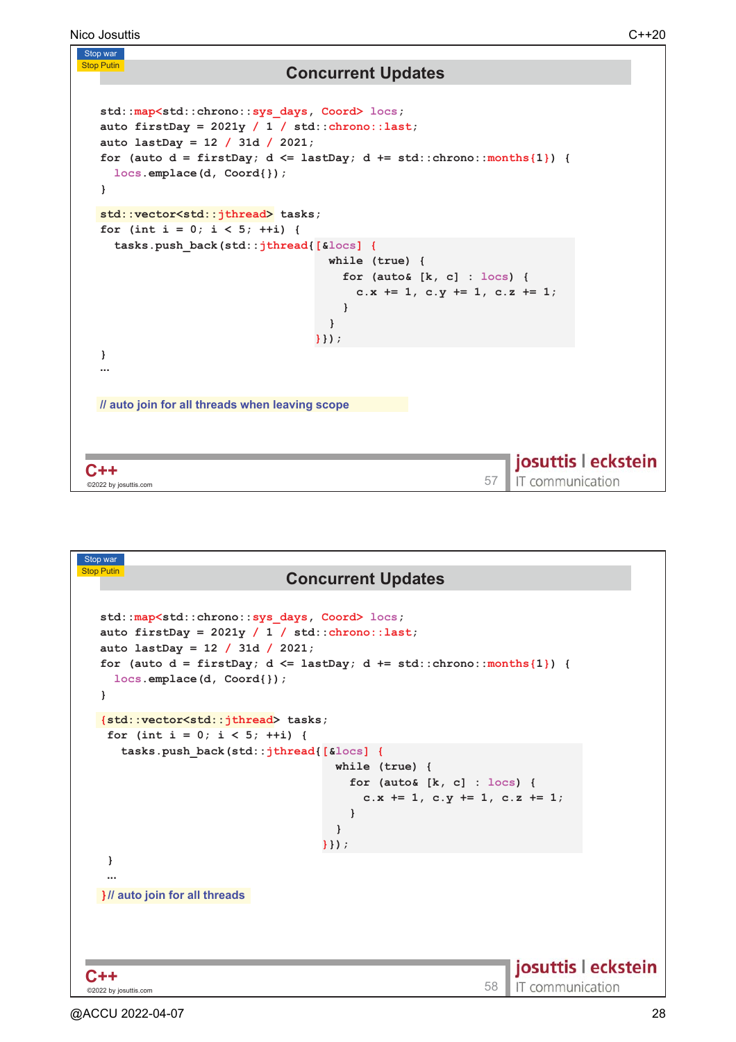## Concurrent Updates

Stop war
Stop Putin

```
std::map<std::chrono::sys_days, Coord> locs;
auto firstDay = 2021y / 1 / std::chrono::last;
auto lastDay = 12 / 31d / 2021;
for (auto d = firstDay; d <= lastDay; d += std::chrono::months{1}) {
  locs.emplace(d, Coord{});
}

std::vector<std::jthread> tasks;
for (int i = 0; i < 5; ++i) {
  tasks.push_back(std::jthread{[&locs] {
                                  while (true) {
                                    for (auto& [k, c] : locs) {
                                      c.x += 1, c.y += 1, c.z += 1;
                                    }
                                  }
                               }});
}
...

// auto join for all threads when leaving scope
```

## Concurrent Updates

Stop war
Stop Putin

```
std::map<std::chrono::sys_days, Coord> locs;
auto firstDay = 2021y / 1 / std::chrono::last;
auto lastDay = 12 / 31d / 2021;
for (auto d = firstDay; d <= lastDay; d += std::chrono::months{1}) {
  locs.emplace(d, Coord{});
}

{std::vector<std::jthread> tasks;
 for (int i = 0; i < 5; ++i) {
   tasks.push_back(std::jthread{[&locs] {
                                   while (true) {
                                     for (auto& [k, c] : locs) {
                                       c.x += 1, c.y += 1, c.z += 1;
                                     }
                                   }
                                }});
 }
 ...
}// auto join for all threads
```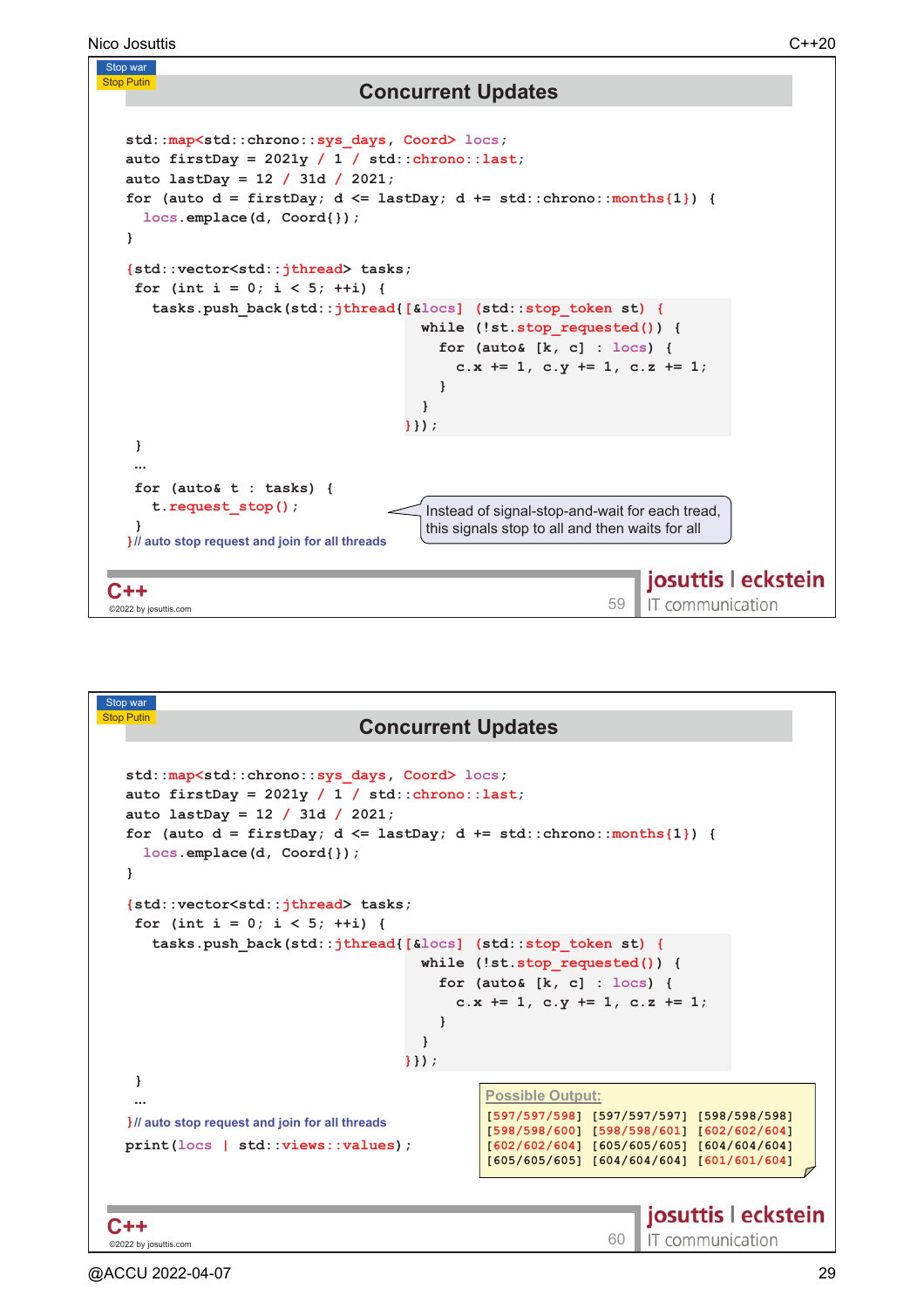Stop war
Stop Putin

## Concurrent Updates

```
std::map<std::chrono::sys_days, Coord> locs;
auto firstDay = 2021y / 1 / std::chrono::last;
auto lastDay = 12 / 31d / 2021;
for (auto d = firstDay; d <= lastDay; d += std::chrono::months{1}) {
  locs.emplace(d, Coord{});
}

{std::vector<std::jthread> tasks;
 for (int i = 0; i < 5; ++i) {
   tasks.push_back(std::jthread{[&locs] (std::stop_token st) {
                                  while (!st.stop_requested()) {
                                    for (auto& [k, c] : locs) {
                                      c.x += 1, c.y += 1, c.z += 1;
                                    }
                                  }
                                }});
 }
 ...
 for (auto& t : tasks) {
   t.request_stop();
 }
}// auto stop request and join for all threads
```

Instead of signal-stop-and-wait for each tread, this signals stop to all and then waits for all

C++

©2022 by josuttis.com

josuttis | eckstein
IT communication

---

Stop war
Stop Putin

## Concurrent Updates

```
std::map<std::chrono::sys_days, Coord> locs;
auto firstDay = 2021y / 1 / std::chrono::last;
auto lastDay = 12 / 31d / 2021;
for (auto d = firstDay; d <= lastDay; d += std::chrono::months{1}) {
  locs.emplace(d, Coord{});
}

{std::vector<std::jthread> tasks;
 for (int i = 0; i < 5; ++i) {
   tasks.push_back(std::jthread{[&locs] (std::stop_token st) {
                                  while (!st.stop_requested()) {
                                    for (auto& [k, c] : locs) {
                                      c.x += 1, c.y += 1, c.z += 1;
                                    }
                                  }
                                }});
 }
 ...
}// auto stop request and join for all threads
print(locs | std::views::values);
```

Possible Output:

```
[597/597/598] [597/597/597] [598/598/598]
[598/598/600] [598/598/601] [602/602/604]
[602/602/604] [605/605/605] [604/604/604]
[605/605/605] [604/604/604] [601/601/604]
```

C++

©2022 by josuttis.com

josuttis | eckstein
IT communication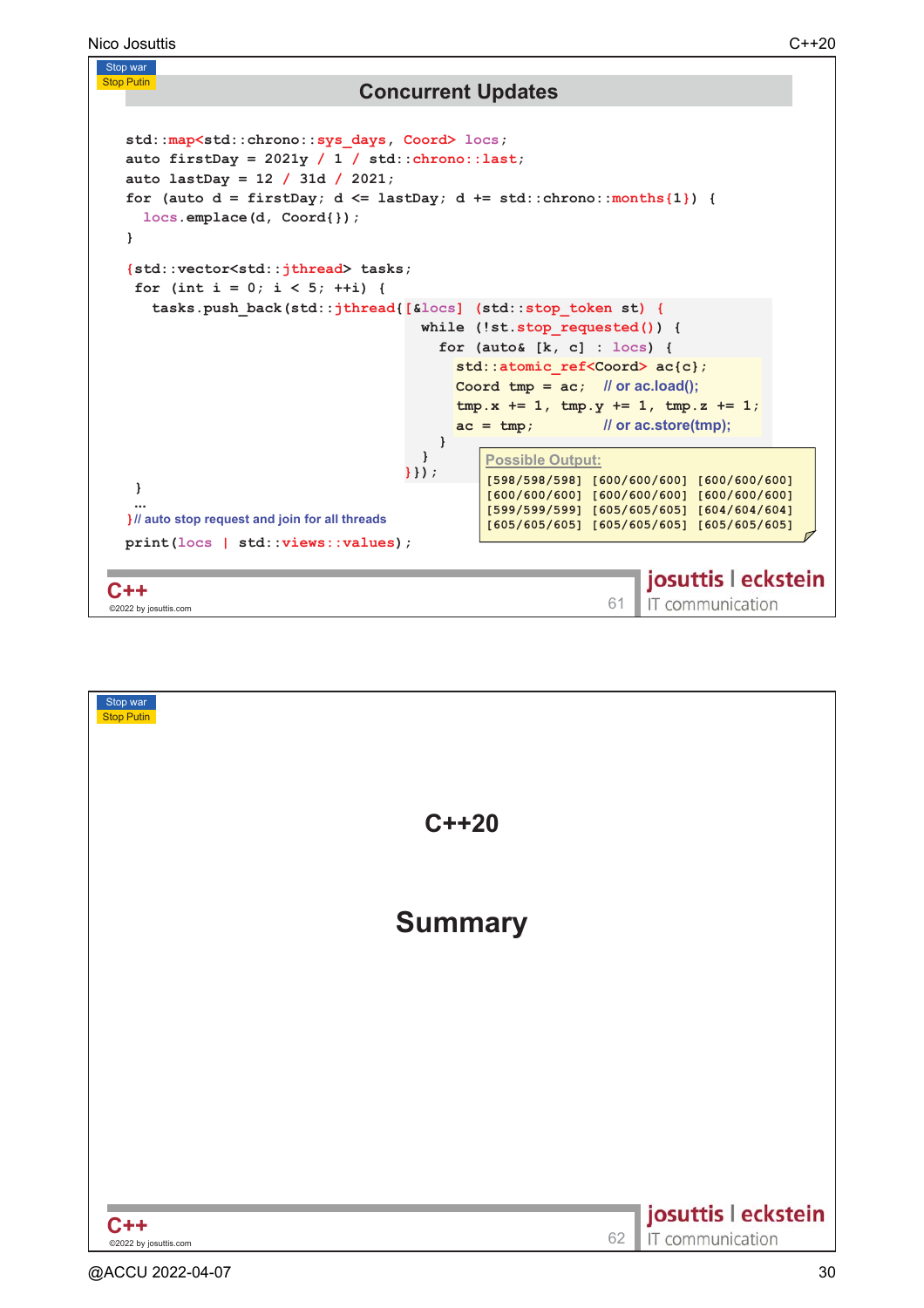## Concurrent Updates

```
std::map<std::chrono::sys_days, Coord> locs;
auto firstDay = 2021y / 1 / std::chrono::last;
auto lastDay = 12 / 31d / 2021;
for (auto d = firstDay; d <= lastDay; d += std::chrono::months{1}) {
  locs.emplace(d, Coord{});
}

{std::vector<std::jthread> tasks;
 for (int i = 0; i < 5; ++i) {
   tasks.push_back(std::jthread{[&locs] (std::stop_token st) {
                               while (!st.stop_requested()) {
                                 for (auto& [k, c] : locs) {
                                   std::atomic_ref<Coord> ac{c};
                                   Coord tmp = ac;    // or ac.load();
                                   tmp.x += 1, tmp.y += 1, tmp.z += 1;
                                   ac = tmp;          // or ac.store(tmp);
                                 }
                               }
                             }});
 }
 ...
}// auto stop request and join for all threads
print(locs | std::views::values);
```

**Possible Output:**

```
[598/598/598] [600/600/600] [600/600/600]
[600/600/600] [600/600/600] [600/600/600]
[599/599/599] [605/605/605] [604/604/604]
[605/605/605] [605/605/605] [605/605/605]
```

# C++20

# Summary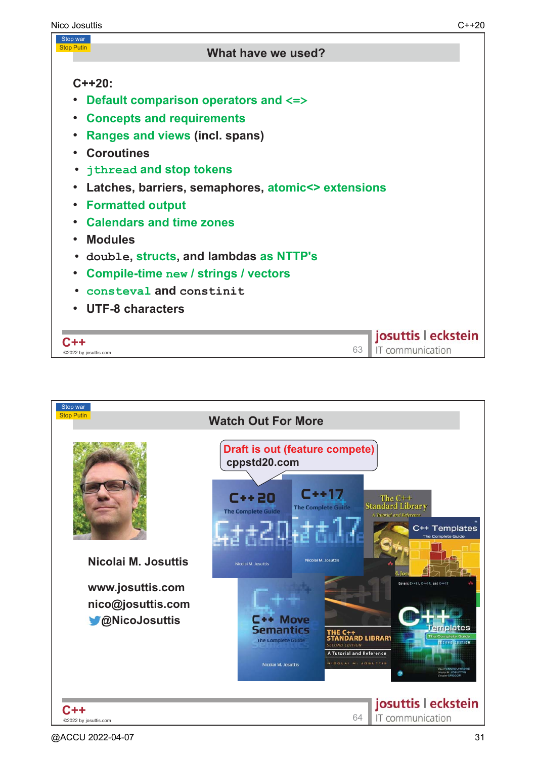## What have we used?

**C++20:**

- **Default comparison operators and <=>**
- **Concepts and requirements**
- **Ranges and views (incl. spans)**
- **Coroutines**
- **`jthread` and stop tokens**
- **Latches, barriers, semaphores, atomic<> extensions**
- **Formatted output**
- **Calendars and time zones**
- **Modules**
- **`double`, structs, and lambdas as NTTP's**
- **Compile-time `new` / strings / vectors**
- **`consteval` and `constinit`**
- **UTF-8 characters**

## Watch Out For More

Draft is out (feature compete)
cppstd20.com

**Nicolai M. Josuttis**

**www.josuttis.com**
**nico@josuttis.com**
**@NicoJosuttis**